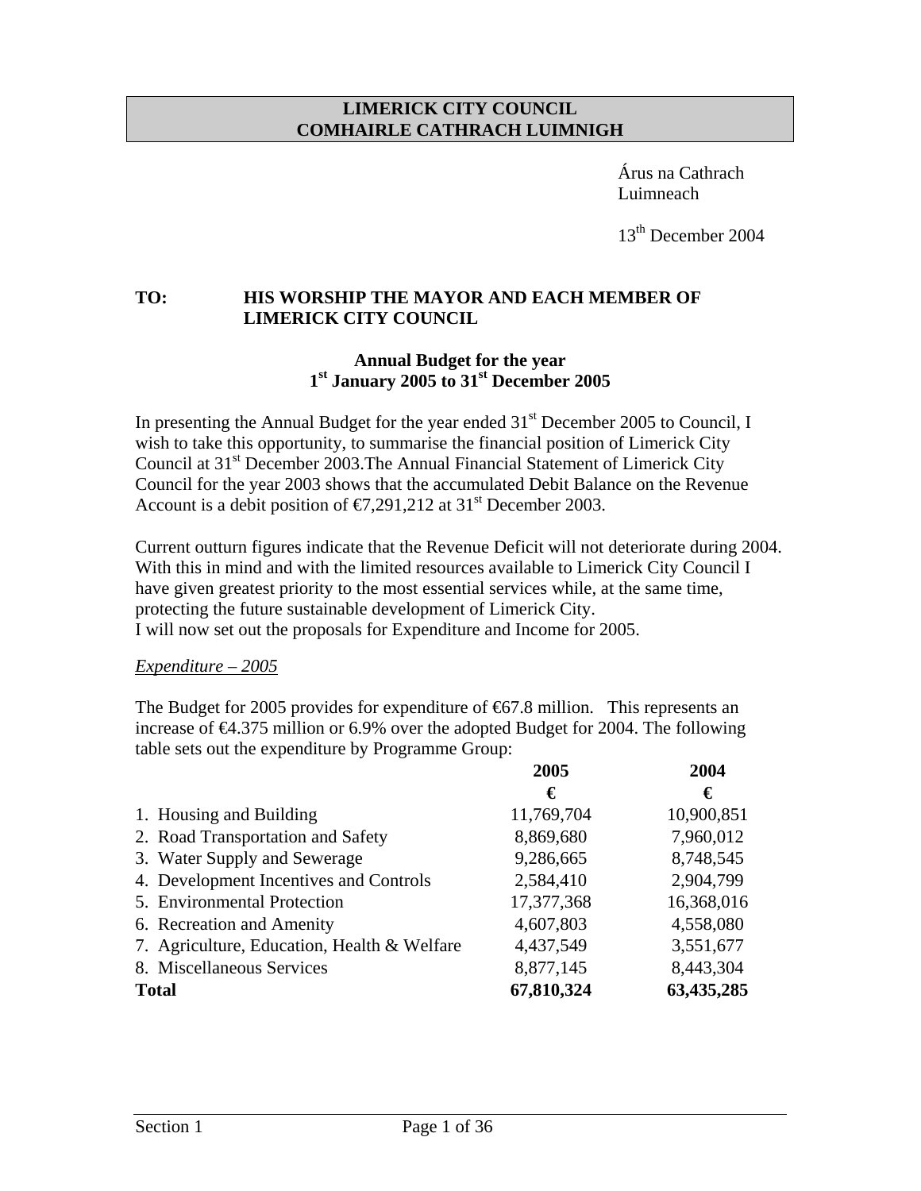**LIMERICK CITY COUNCIL**
**COMHAIRLE CATHRACH LUIMNIGH**

Árus na Cathrach
Luimneach

13th December 2004

**TO: HIS WORSHIP THE MAYOR AND EACH MEMBER OF LIMERICK CITY COUNCIL**

## Annual Budget for the year 1st January 2005 to 31st December 2005

In presenting the Annual Budget for the year ended 31st December 2005 to Council, I wish to take this opportunity, to summarise the financial position of Limerick City Council at 31st December 2003.The Annual Financial Statement of Limerick City Council for the year 2003 shows that the accumulated Debit Balance on the Revenue Account is a debit position of €7,291,212 at 31st December 2003.

Current outturn figures indicate that the Revenue Deficit will not deteriorate during 2004. With this in mind and with the limited resources available to Limerick City Council I have given greatest priority to the most essential services while, at the same time, protecting the future sustainable development of Limerick City.
I will now set out the proposals for Expenditure and Income for 2005.

*Expenditure – 2005*

The Budget for 2005 provides for expenditure of €67.8 million. This represents an increase of €4.375 million or 6.9% over the adopted Budget for 2004. The following table sets out the expenditure by Programme Group:

| | 2005 | 2004 |
|---|---|---|
| | € | € |
| 1. Housing and Building | 11,769,704 | 10,900,851 |
| 2. Road Transportation and Safety | 8,869,680 | 7,960,012 |
| 3. Water Supply and Sewerage | 9,286,665 | 8,748,545 |
| 4. Development Incentives and Controls | 2,584,410 | 2,904,799 |
| 5. Environmental Protection | 17,377,368 | 16,368,016 |
| 6. Recreation and Amenity | 4,607,803 | 4,558,080 |
| 7. Agriculture, Education, Health & Welfare | 4,437,549 | 3,551,677 |
| 8. Miscellaneous Services | 8,877,145 | 8,443,304 |
| **Total** | **67,810,324** | **63,435,285** |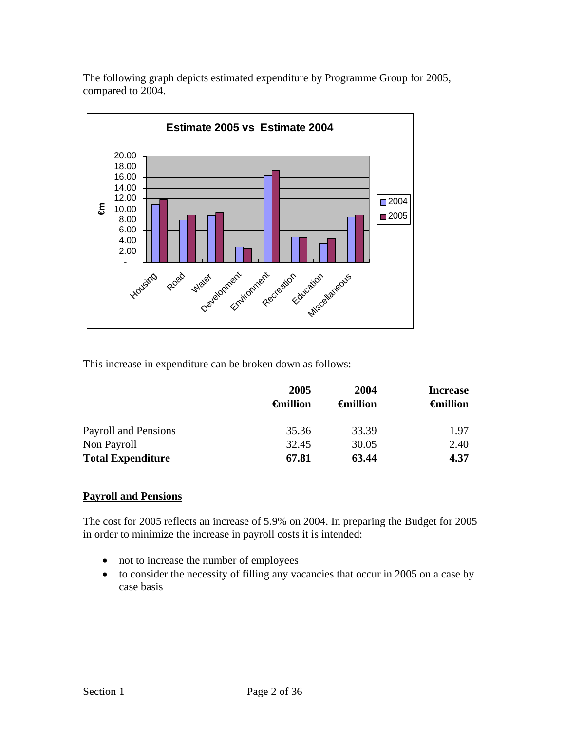The following graph depicts estimated expenditure by Programme Group for 2005, compared to 2004.

This increase in expenditure can be broken down as follows:

| | 2005 €million | 2004 €million | Increase €million |
|---|---|---|---|
| Payroll and Pensions | 35.36 | 33.39 | 1.97 |
| Non Payroll | 32.45 | 30.05 | 2.40 |
| **Total Expenditure** | **67.81** | **63.44** | **4.37** |

## Payroll and Pensions

The cost for 2005 reflects an increase of 5.9% on 2004. In preparing the Budget for 2005 in order to minimize the increase in payroll costs it is intended:

- not to increase the number of employees
- to consider the necessity of filling any vacancies that occur in 2005 on a case by case basis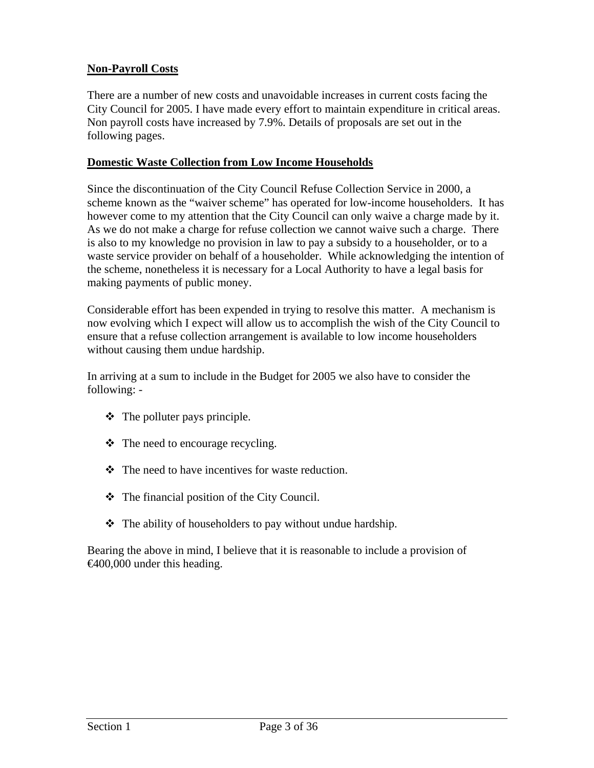**Non-Payroll Costs**

There are a number of new costs and unavoidable increases in current costs facing the City Council for 2005. I have made every effort to maintain expenditure in critical areas. Non payroll costs have increased by 7.9%. Details of proposals are set out in the following pages.

**Domestic Waste Collection from Low Income Households**

Since the discontinuation of the City Council Refuse Collection Service in 2000, a scheme known as the "waiver scheme" has operated for low-income householders. It has however come to my attention that the City Council can only waive a charge made by it. As we do not make a charge for refuse collection we cannot waive such a charge. There is also to my knowledge no provision in law to pay a subsidy to a householder, or to a waste service provider on behalf of a householder. While acknowledging the intention of the scheme, nonetheless it is necessary for a Local Authority to have a legal basis for making payments of public money.

Considerable effort has been expended in trying to resolve this matter. A mechanism is now evolving which I expect will allow us to accomplish the wish of the City Council to ensure that a refuse collection arrangement is available to low income householders without causing them undue hardship.

In arriving at a sum to include in the Budget for 2005 we also have to consider the following: -

- The polluter pays principle.
- The need to encourage recycling.
- The need to have incentives for waste reduction.
- The financial position of the City Council.
- The ability of householders to pay without undue hardship.

Bearing the above in mind, I believe that it is reasonable to include a provision of €400,000 under this heading.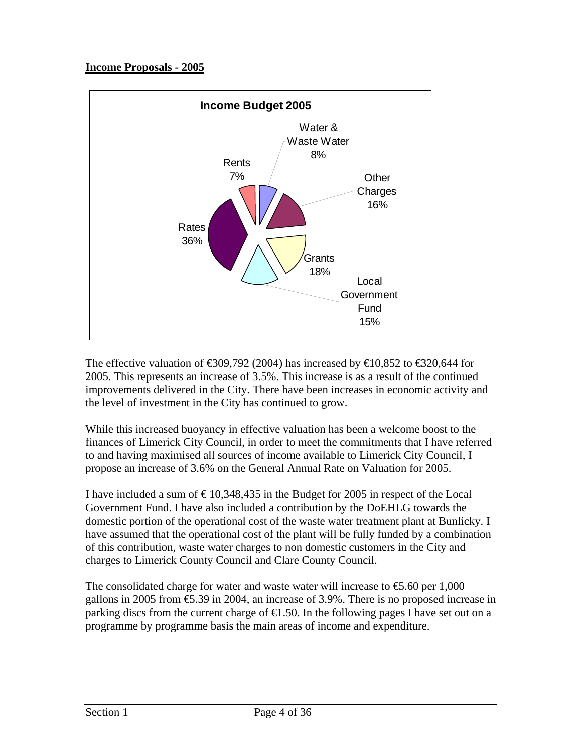## Income Proposals - 2005

**Income Budget 2005**

| Source | Share |
|---|---|
| Water & Waste Water | 8% |
| Other Charges | 16% |
| Grants | 18% |
| Local Government Fund | 15% |
| Rates | 36% |
| Rents | 7% |

The effective valuation of €309,792 (2004) has increased by €10,852 to €320,644 for 2005. This represents an increase of 3.5%. This increase is as a result of the continued improvements delivered in the City. There have been increases in economic activity and the level of investment in the City has continued to grow.

While this increased buoyancy in effective valuation has been a welcome boost to the finances of Limerick City Council, in order to meet the commitments that I have referred to and having maximised all sources of income available to Limerick City Council, I propose an increase of 3.6% on the General Annual Rate on Valuation for 2005.

I have included a sum of € 10,348,435 in the Budget for 2005 in respect of the Local Government Fund. I have also included a contribution by the DoEHLG towards the domestic portion of the operational cost of the waste water treatment plant at Bunlicky. I have assumed that the operational cost of the plant will be fully funded by a combination of this contribution, waste water charges to non domestic customers in the City and charges to Limerick County Council and Clare County Council.

The consolidated charge for water and waste water will increase to €5.60 per 1,000 gallons in 2005 from €5.39 in 2004, an increase of 3.9%. There is no proposed increase in parking discs from the current charge of €1.50. In the following pages I have set out on a programme by programme basis the main areas of income and expenditure.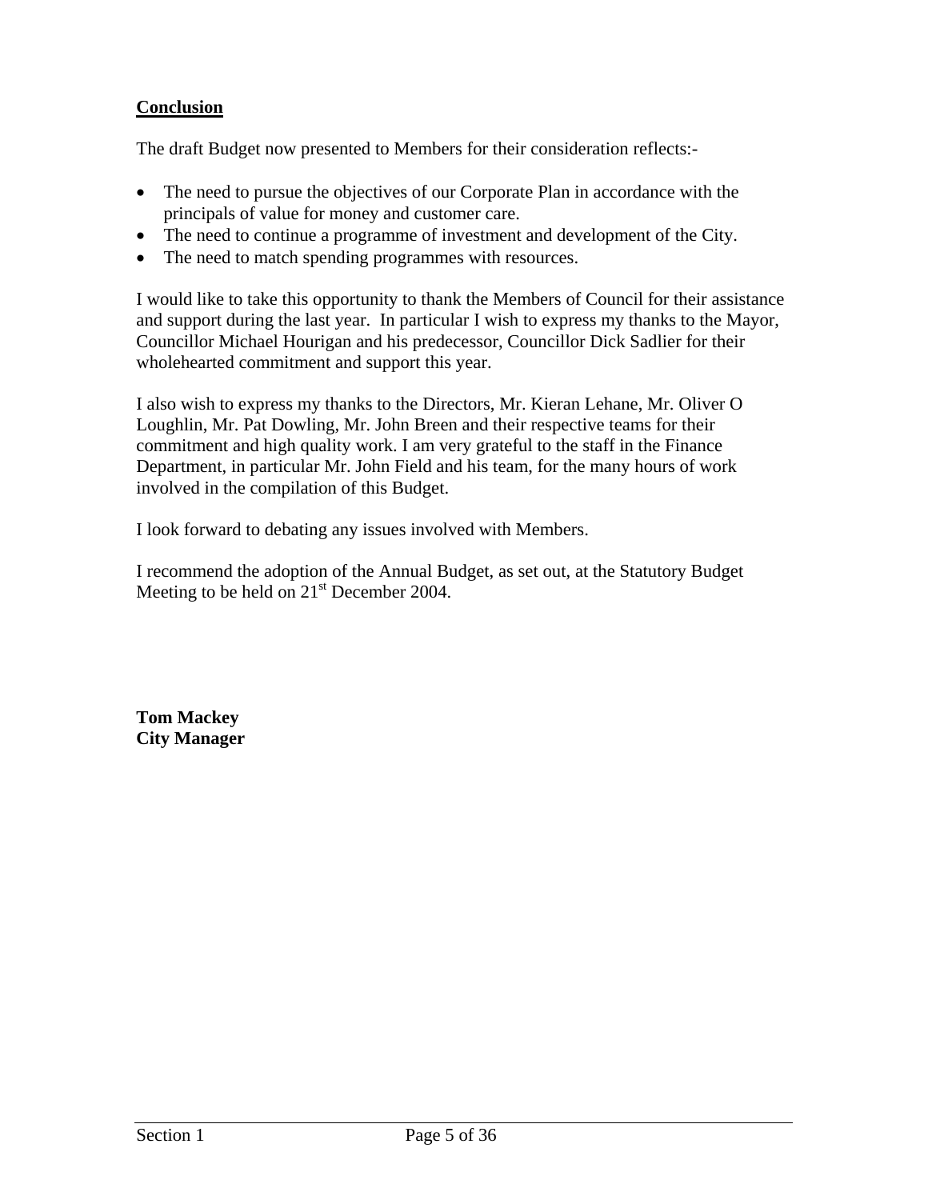## Conclusion

The draft Budget now presented to Members for their consideration reflects:-

- The need to pursue the objectives of our Corporate Plan in accordance with the principals of value for money and customer care.
- The need to continue a programme of investment and development of the City.
- The need to match spending programmes with resources.

I would like to take this opportunity to thank the Members of Council for their assistance and support during the last year. In particular I wish to express my thanks to the Mayor, Councillor Michael Hourigan and his predecessor, Councillor Dick Sadlier for their wholehearted commitment and support this year.

I also wish to express my thanks to the Directors, Mr. Kieran Lehane, Mr. Oliver O Loughlin, Mr. Pat Dowling, Mr. John Breen and their respective teams for their commitment and high quality work. I am very grateful to the staff in the Finance Department, in particular Mr. John Field and his team, for the many hours of work involved in the compilation of this Budget.

I look forward to debating any issues involved with Members.

I recommend the adoption of the Annual Budget, as set out, at the Statutory Budget Meeting to be held on 21st December 2004.

**Tom Mackey**
**City Manager**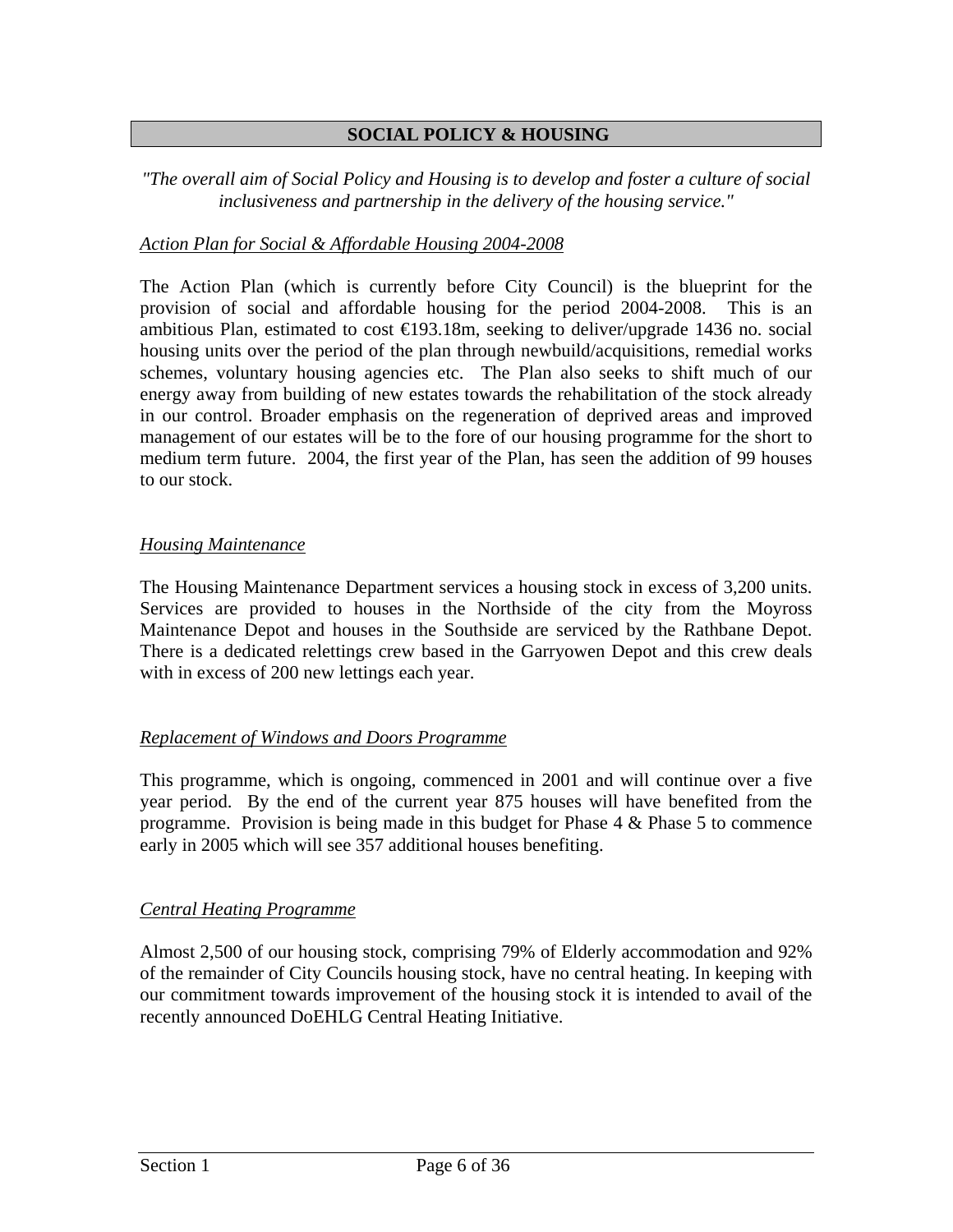## SOCIAL POLICY & HOUSING

*"The overall aim of Social Policy and Housing is to develop and foster a culture of social inclusiveness and partnership in the delivery of the housing service."*

### *Action Plan for Social & Affordable Housing 2004-2008*

The Action Plan (which is currently before City Council) is the blueprint for the provision of social and affordable housing for the period 2004-2008. This is an ambitious Plan, estimated to cost €193.18m, seeking to deliver/upgrade 1436 no. social housing units over the period of the plan through newbuild/acquisitions, remedial works schemes, voluntary housing agencies etc. The Plan also seeks to shift much of our energy away from building of new estates towards the rehabilitation of the stock already in our control. Broader emphasis on the regeneration of deprived areas and improved management of our estates will be to the fore of our housing programme for the short to medium term future. 2004, the first year of the Plan, has seen the addition of 99 houses to our stock.

### *Housing Maintenance*

The Housing Maintenance Department services a housing stock in excess of 3,200 units. Services are provided to houses in the Northside of the city from the Moyross Maintenance Depot and houses in the Southside are serviced by the Rathbane Depot. There is a dedicated relettings crew based in the Garryowen Depot and this crew deals with in excess of 200 new lettings each year.

### *Replacement of Windows and Doors Programme*

This programme, which is ongoing, commenced in 2001 and will continue over a five year period. By the end of the current year 875 houses will have benefited from the programme. Provision is being made in this budget for Phase 4 & Phase 5 to commence early in 2005 which will see 357 additional houses benefiting.

### *Central Heating Programme*

Almost 2,500 of our housing stock, comprising 79% of Elderly accommodation and 92% of the remainder of City Councils housing stock, have no central heating. In keeping with our commitment towards improvement of the housing stock it is intended to avail of the recently announced DoEHLG Central Heating Initiative.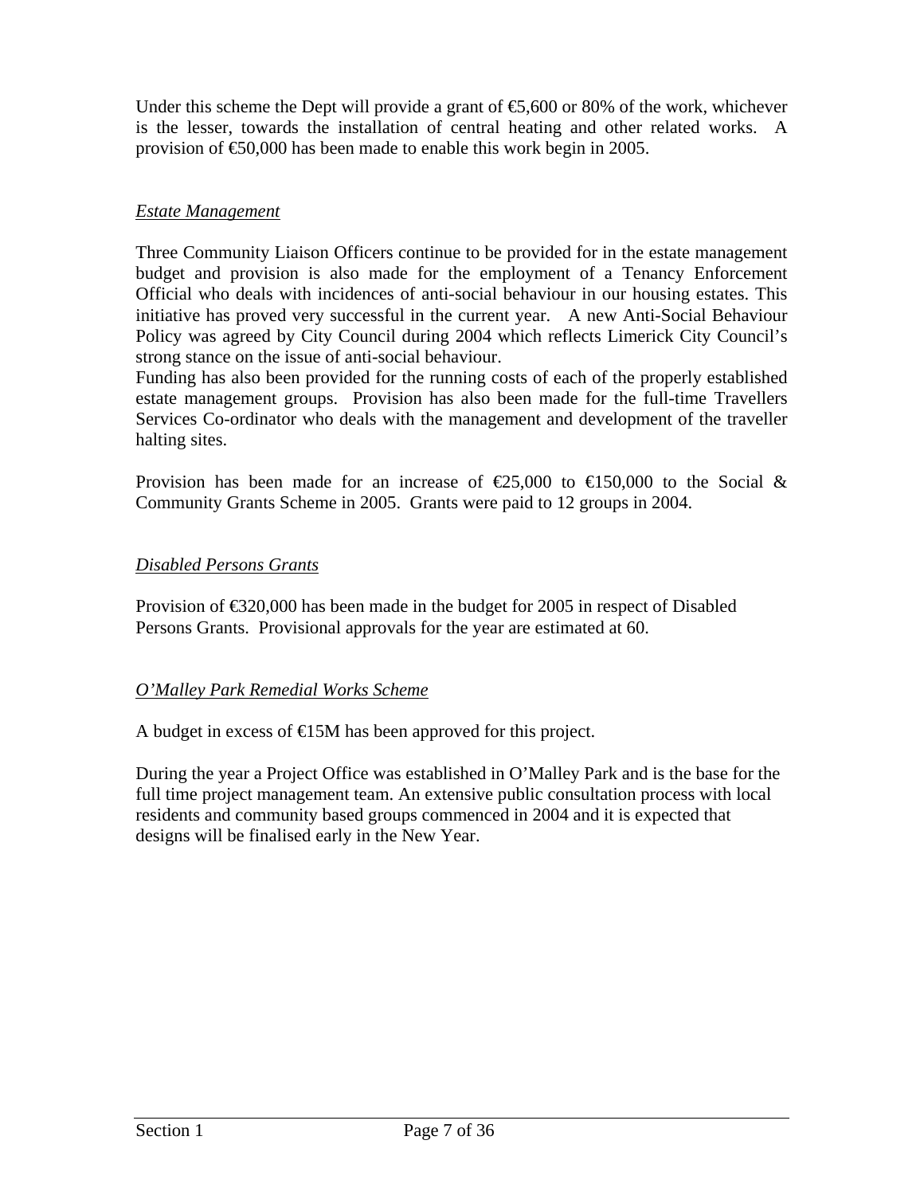Under this scheme the Dept will provide a grant of €5,600 or 80% of the work, whichever is the lesser, towards the installation of central heating and other related works. A provision of €50,000 has been made to enable this work begin in 2005.

*Estate Management*

Three Community Liaison Officers continue to be provided for in the estate management budget and provision is also made for the employment of a Tenancy Enforcement Official who deals with incidences of anti-social behaviour in our housing estates. This initiative has proved very successful in the current year. A new Anti-Social Behaviour Policy was agreed by City Council during 2004 which reflects Limerick City Council's strong stance on the issue of anti-social behaviour.
Funding has also been provided for the running costs of each of the properly established estate management groups. Provision has also been made for the full-time Travellers Services Co-ordinator who deals with the management and development of the traveller halting sites.

Provision has been made for an increase of €25,000 to €150,000 to the Social & Community Grants Scheme in 2005. Grants were paid to 12 groups in 2004.

*Disabled Persons Grants*

Provision of €320,000 has been made in the budget for 2005 in respect of Disabled Persons Grants. Provisional approvals for the year are estimated at 60.

*O'Malley Park Remedial Works Scheme*

A budget in excess of €15M has been approved for this project.

During the year a Project Office was established in O'Malley Park and is the base for the full time project management team. An extensive public consultation process with local residents and community based groups commenced in 2004 and it is expected that designs will be finalised early in the New Year.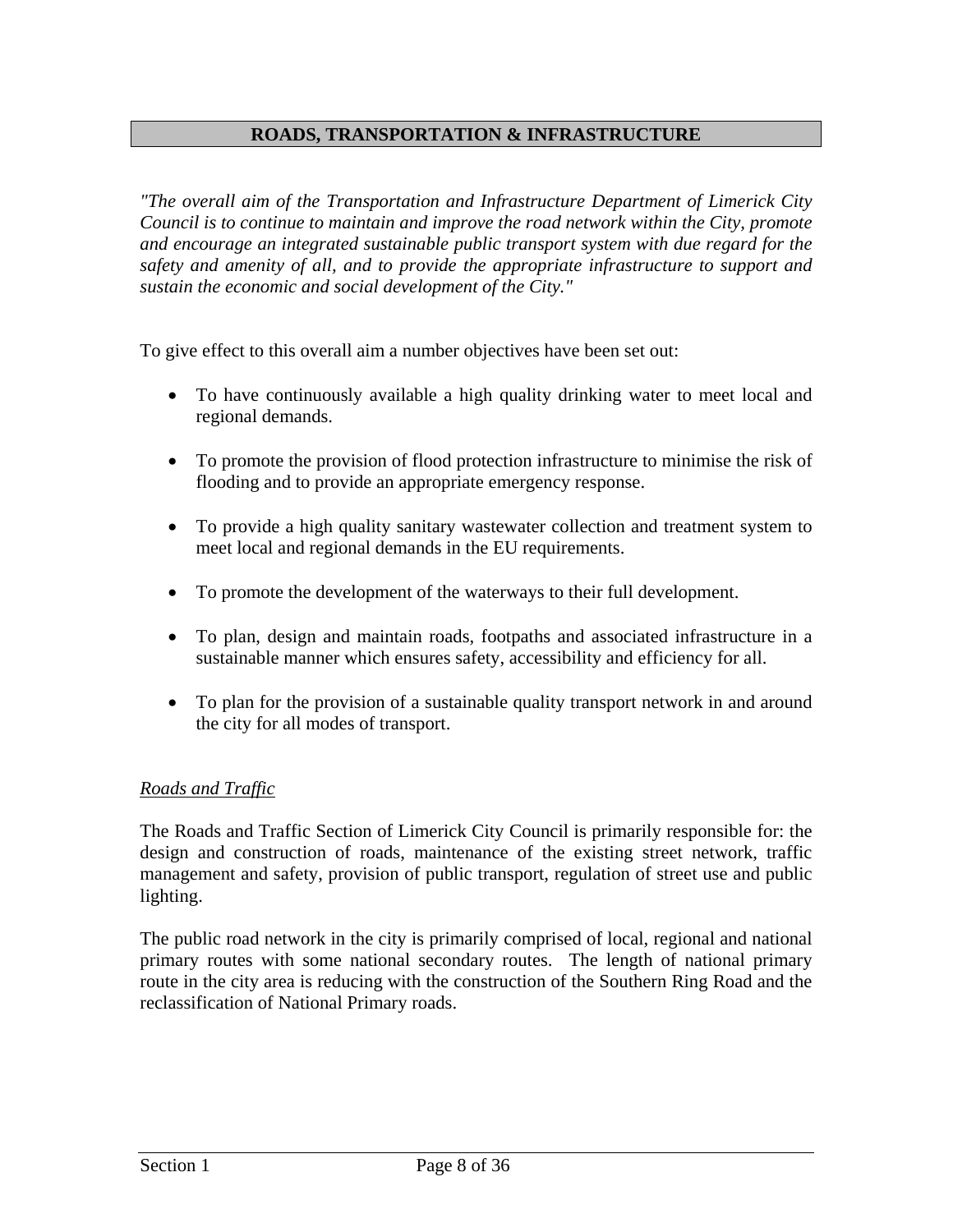## ROADS, TRANSPORTATION & INFRASTRUCTURE

*"The overall aim of the Transportation and Infrastructure Department of Limerick City Council is to continue to maintain and improve the road network within the City, promote and encourage an integrated sustainable public transport system with due regard for the safety and amenity of all, and to provide the appropriate infrastructure to support and sustain the economic and social development of the City."*

To give effect to this overall aim a number objectives have been set out:

- To have continuously available a high quality drinking water to meet local and regional demands.
- To promote the provision of flood protection infrastructure to minimise the risk of flooding and to provide an appropriate emergency response.
- To provide a high quality sanitary wastewater collection and treatment system to meet local and regional demands in the EU requirements.
- To promote the development of the waterways to their full development.
- To plan, design and maintain roads, footpaths and associated infrastructure in a sustainable manner which ensures safety, accessibility and efficiency for all.
- To plan for the provision of a sustainable quality transport network in and around the city for all modes of transport.

### *Roads and Traffic*

The Roads and Traffic Section of Limerick City Council is primarily responsible for: the design and construction of roads, maintenance of the existing street network, traffic management and safety, provision of public transport, regulation of street use and public lighting.

The public road network in the city is primarily comprised of local, regional and national primary routes with some national secondary routes. The length of national primary route in the city area is reducing with the construction of the Southern Ring Road and the reclassification of National Primary roads.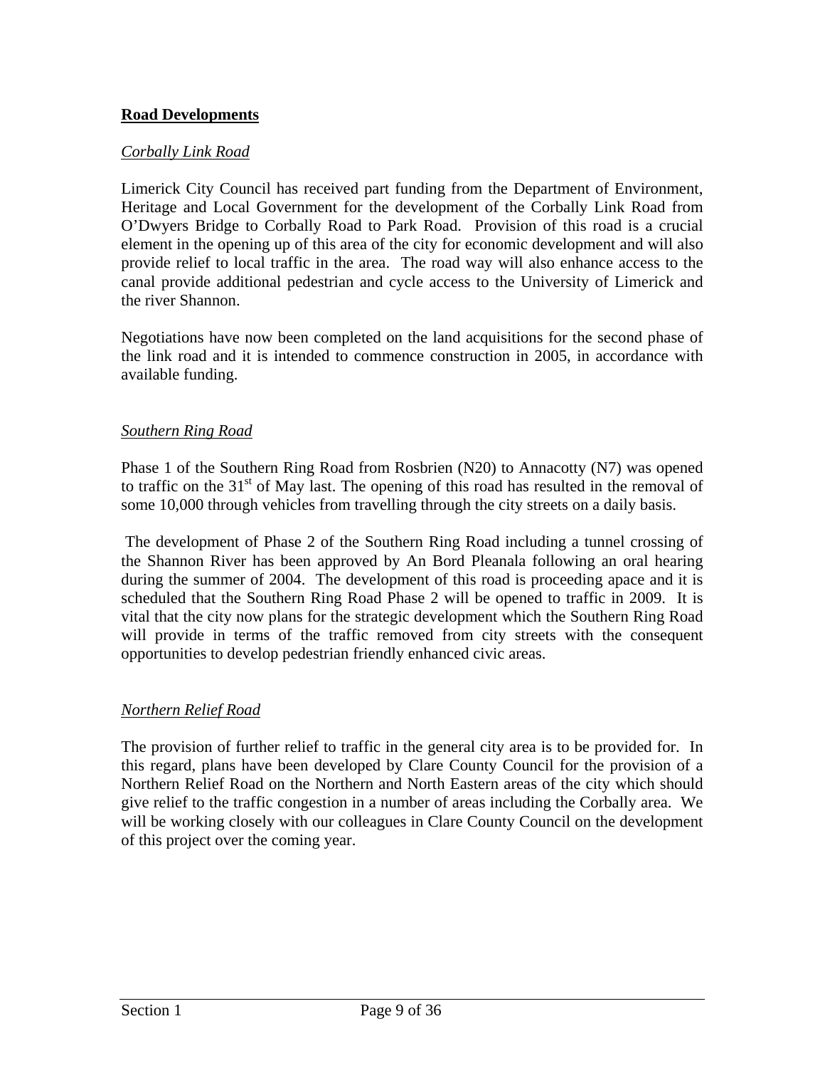## **Road Developments**

### *Corbally Link Road*

Limerick City Council has received part funding from the Department of Environment, Heritage and Local Government for the development of the Corbally Link Road from O'Dwyers Bridge to Corbally Road to Park Road. Provision of this road is a crucial element in the opening up of this area of the city for economic development and will also provide relief to local traffic in the area. The road way will also enhance access to the canal provide additional pedestrian and cycle access to the University of Limerick and the river Shannon.

Negotiations have now been completed on the land acquisitions for the second phase of the link road and it is intended to commence construction in 2005, in accordance with available funding.

### *Southern Ring Road*

Phase 1 of the Southern Ring Road from Rosbrien (N20) to Annacotty (N7) was opened to traffic on the 31st of May last. The opening of this road has resulted in the removal of some 10,000 through vehicles from travelling through the city streets on a daily basis.

The development of Phase 2 of the Southern Ring Road including a tunnel crossing of the Shannon River has been approved by An Bord Pleanala following an oral hearing during the summer of 2004. The development of this road is proceeding apace and it is scheduled that the Southern Ring Road Phase 2 will be opened to traffic in 2009. It is vital that the city now plans for the strategic development which the Southern Ring Road will provide in terms of the traffic removed from city streets with the consequent opportunities to develop pedestrian friendly enhanced civic areas.

### *Northern Relief Road*

The provision of further relief to traffic in the general city area is to be provided for. In this regard, plans have been developed by Clare County Council for the provision of a Northern Relief Road on the Northern and North Eastern areas of the city which should give relief to the traffic congestion in a number of areas including the Corbally area. We will be working closely with our colleagues in Clare County Council on the development of this project over the coming year.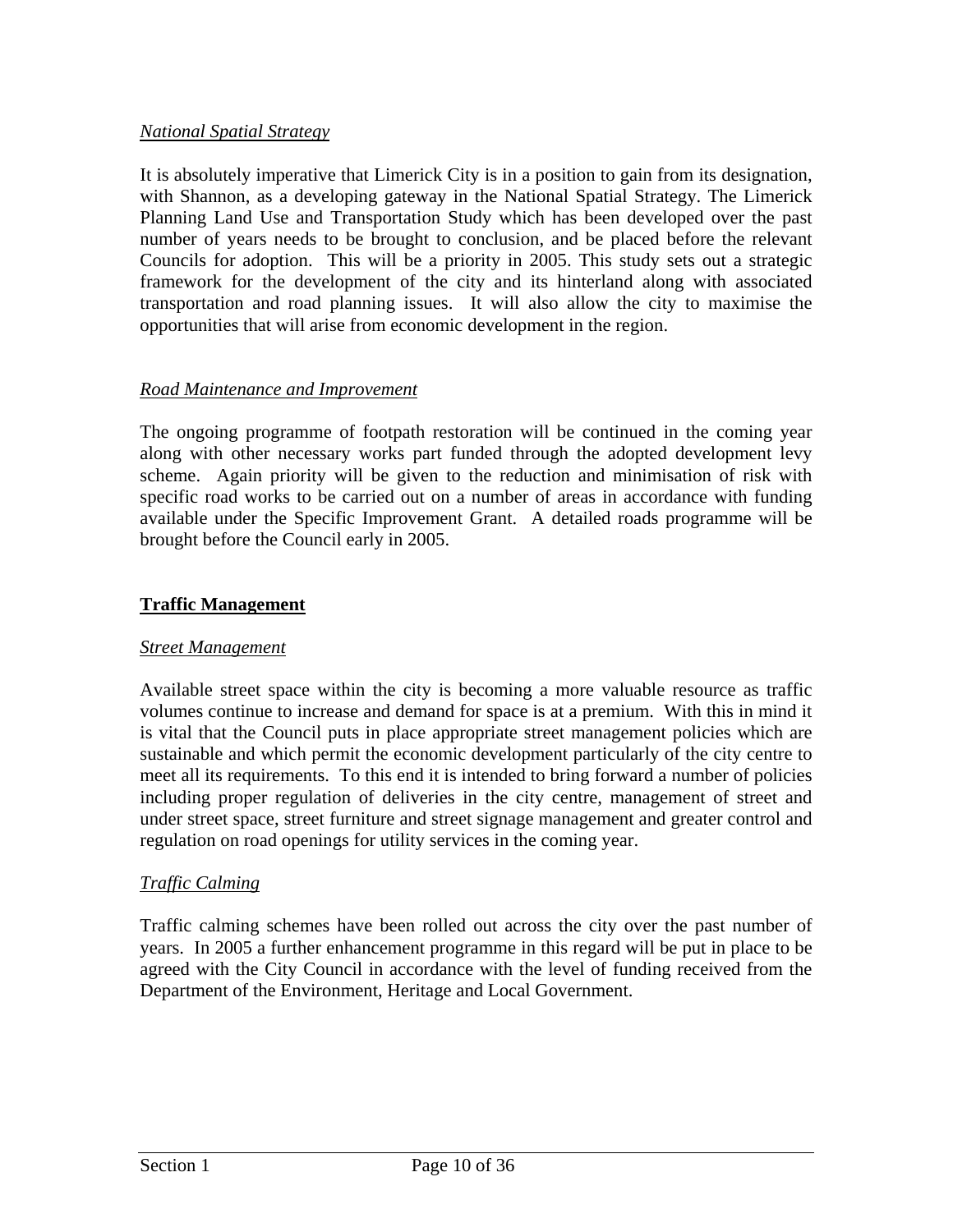*National Spatial Strategy*

It is absolutely imperative that Limerick City is in a position to gain from its designation, with Shannon, as a developing gateway in the National Spatial Strategy. The Limerick Planning Land Use and Transportation Study which has been developed over the past number of years needs to be brought to conclusion, and be placed before the relevant Councils for adoption. This will be a priority in 2005. This study sets out a strategic framework for the development of the city and its hinterland along with associated transportation and road planning issues. It will also allow the city to maximise the opportunities that will arise from economic development in the region.

*Road Maintenance and Improvement*

The ongoing programme of footpath restoration will be continued in the coming year along with other necessary works part funded through the adopted development levy scheme. Again priority will be given to the reduction and minimisation of risk with specific road works to be carried out on a number of areas in accordance with funding available under the Specific Improvement Grant. A detailed roads programme will be brought before the Council early in 2005.

## Traffic Management

*Street Management*

Available street space within the city is becoming a more valuable resource as traffic volumes continue to increase and demand for space is at a premium. With this in mind it is vital that the Council puts in place appropriate street management policies which are sustainable and which permit the economic development particularly of the city centre to meet all its requirements. To this end it is intended to bring forward a number of policies including proper regulation of deliveries in the city centre, management of street and under street space, street furniture and street signage management and greater control and regulation on road openings for utility services in the coming year.

*Traffic Calming*

Traffic calming schemes have been rolled out across the city over the past number of years. In 2005 a further enhancement programme in this regard will be put in place to be agreed with the City Council in accordance with the level of funding received from the Department of the Environment, Heritage and Local Government.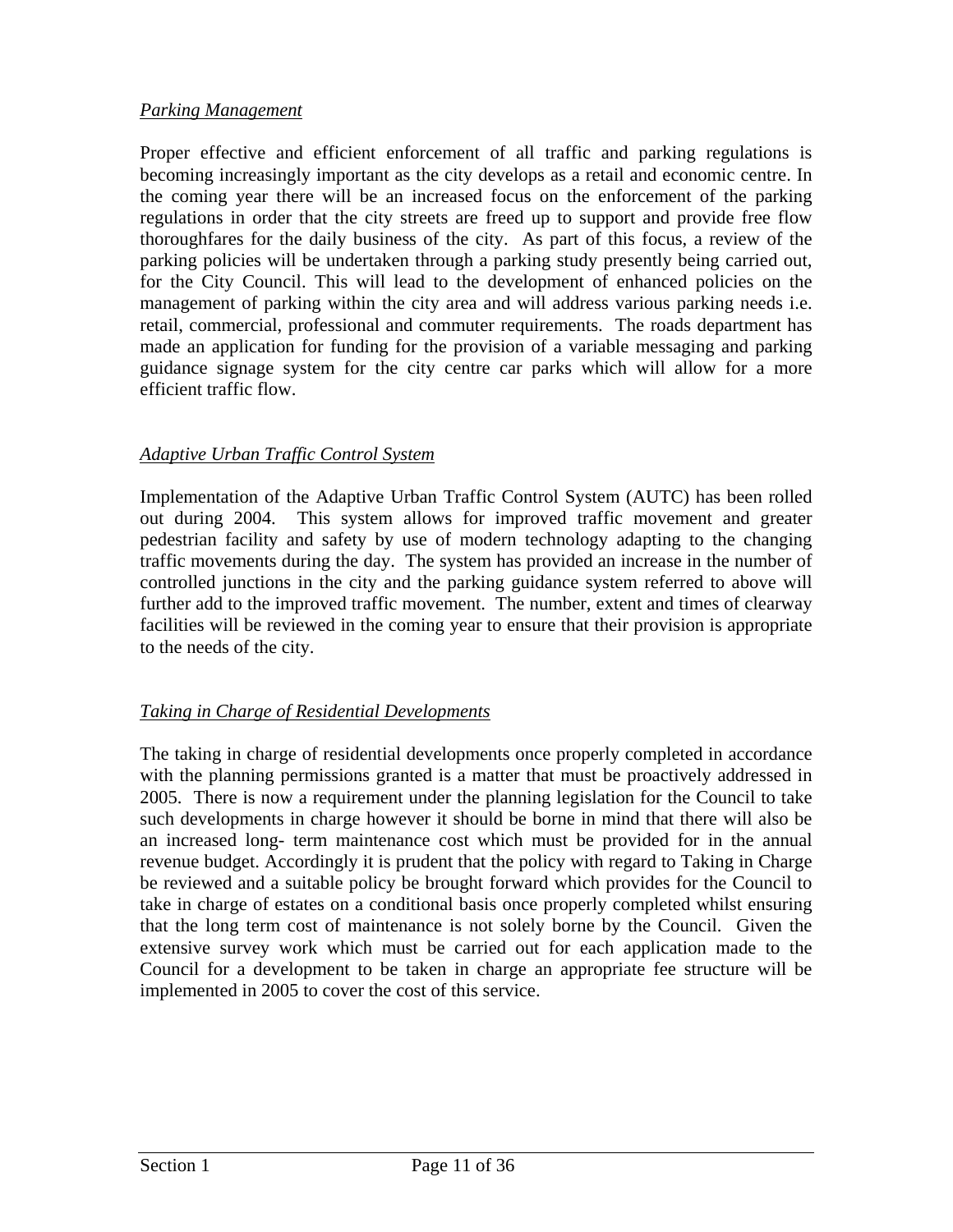*Parking Management*

Proper effective and efficient enforcement of all traffic and parking regulations is becoming increasingly important as the city develops as a retail and economic centre. In the coming year there will be an increased focus on the enforcement of the parking regulations in order that the city streets are freed up to support and provide free flow thoroughfares for the daily business of the city. As part of this focus, a review of the parking policies will be undertaken through a parking study presently being carried out, for the City Council. This will lead to the development of enhanced policies on the management of parking within the city area and will address various parking needs i.e. retail, commercial, professional and commuter requirements. The roads department has made an application for funding for the provision of a variable messaging and parking guidance signage system for the city centre car parks which will allow for a more efficient traffic flow.

*Adaptive Urban Traffic Control System*

Implementation of the Adaptive Urban Traffic Control System (AUTC) has been rolled out during 2004. This system allows for improved traffic movement and greater pedestrian facility and safety by use of modern technology adapting to the changing traffic movements during the day. The system has provided an increase in the number of controlled junctions in the city and the parking guidance system referred to above will further add to the improved traffic movement. The number, extent and times of clearway facilities will be reviewed in the coming year to ensure that their provision is appropriate to the needs of the city.

*Taking in Charge of Residential Developments*

The taking in charge of residential developments once properly completed in accordance with the planning permissions granted is a matter that must be proactively addressed in 2005. There is now a requirement under the planning legislation for the Council to take such developments in charge however it should be borne in mind that there will also be an increased long- term maintenance cost which must be provided for in the annual revenue budget. Accordingly it is prudent that the policy with regard to Taking in Charge be reviewed and a suitable policy be brought forward which provides for the Council to take in charge of estates on a conditional basis once properly completed whilst ensuring that the long term cost of maintenance is not solely borne by the Council. Given the extensive survey work which must be carried out for each application made to the Council for a development to be taken in charge an appropriate fee structure will be implemented in 2005 to cover the cost of this service.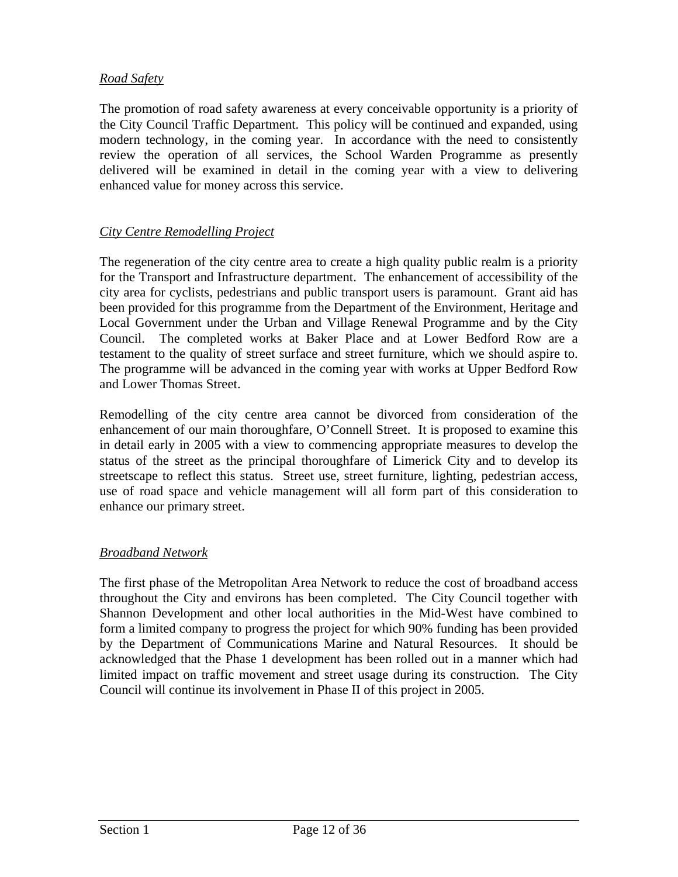*Road Safety*

The promotion of road safety awareness at every conceivable opportunity is a priority of the City Council Traffic Department. This policy will be continued and expanded, using modern technology, in the coming year. In accordance with the need to consistently review the operation of all services, the School Warden Programme as presently delivered will be examined in detail in the coming year with a view to delivering enhanced value for money across this service.

*City Centre Remodelling Project*

The regeneration of the city centre area to create a high quality public realm is a priority for the Transport and Infrastructure department. The enhancement of accessibility of the city area for cyclists, pedestrians and public transport users is paramount. Grant aid has been provided for this programme from the Department of the Environment, Heritage and Local Government under the Urban and Village Renewal Programme and by the City Council. The completed works at Baker Place and at Lower Bedford Row are a testament to the quality of street surface and street furniture, which we should aspire to. The programme will be advanced in the coming year with works at Upper Bedford Row and Lower Thomas Street.

Remodelling of the city centre area cannot be divorced from consideration of the enhancement of our main thoroughfare, O'Connell Street. It is proposed to examine this in detail early in 2005 with a view to commencing appropriate measures to develop the status of the street as the principal thoroughfare of Limerick City and to develop its streetscape to reflect this status. Street use, street furniture, lighting, pedestrian access, use of road space and vehicle management will all form part of this consideration to enhance our primary street.

*Broadband Network*

The first phase of the Metropolitan Area Network to reduce the cost of broadband access throughout the City and environs has been completed. The City Council together with Shannon Development and other local authorities in the Mid-West have combined to form a limited company to progress the project for which 90% funding has been provided by the Department of Communications Marine and Natural Resources. It should be acknowledged that the Phase 1 development has been rolled out in a manner which had limited impact on traffic movement and street usage during its construction. The City Council will continue its involvement in Phase II of this project in 2005.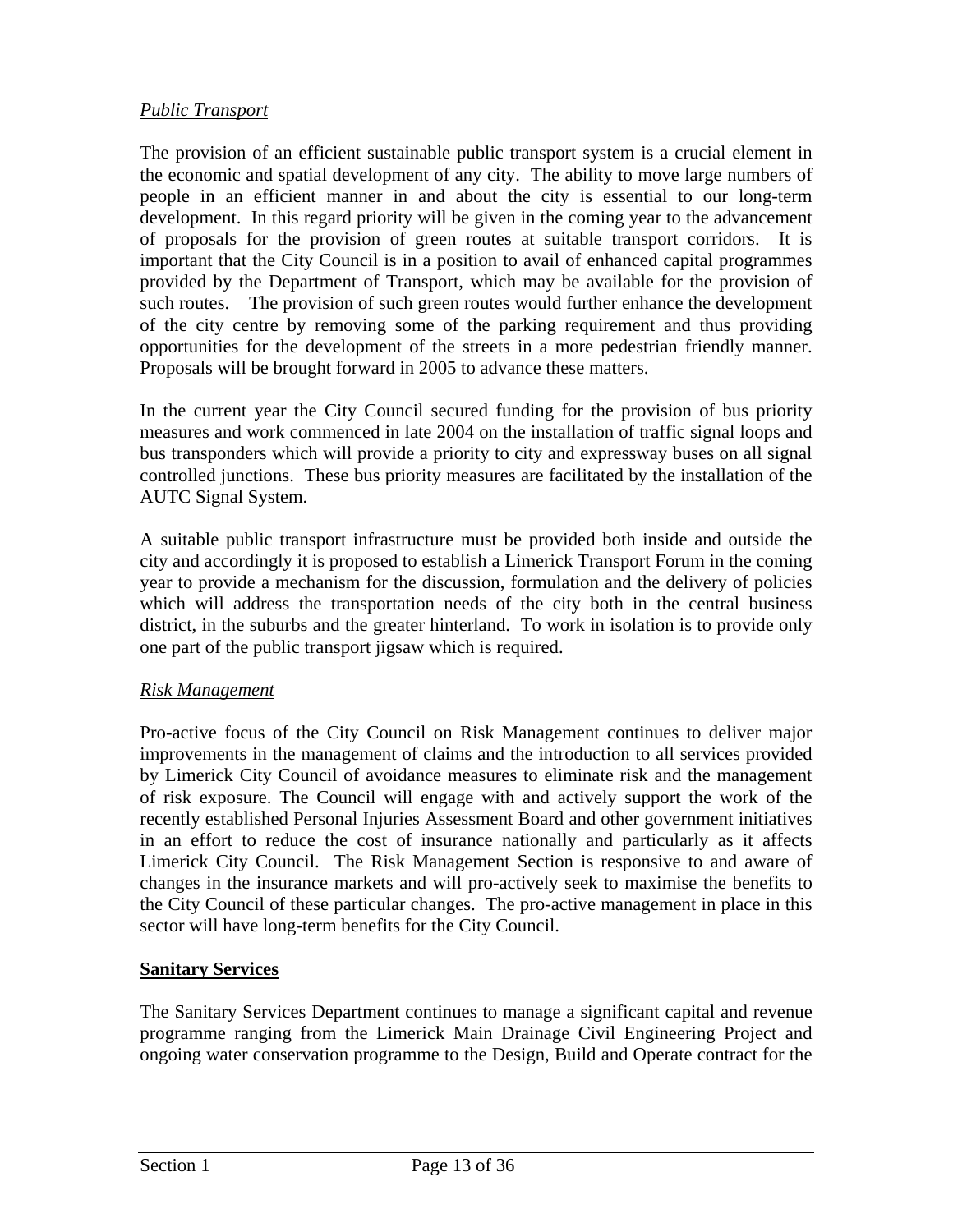*Public Transport*

The provision of an efficient sustainable public transport system is a crucial element in the economic and spatial development of any city. The ability to move large numbers of people in an efficient manner in and about the city is essential to our long-term development. In this regard priority will be given in the coming year to the advancement of proposals for the provision of green routes at suitable transport corridors. It is important that the City Council is in a position to avail of enhanced capital programmes provided by the Department of Transport, which may be available for the provision of such routes. The provision of such green routes would further enhance the development of the city centre by removing some of the parking requirement and thus providing opportunities for the development of the streets in a more pedestrian friendly manner. Proposals will be brought forward in 2005 to advance these matters.

In the current year the City Council secured funding for the provision of bus priority measures and work commenced in late 2004 on the installation of traffic signal loops and bus transponders which will provide a priority to city and expressway buses on all signal controlled junctions. These bus priority measures are facilitated by the installation of the AUTC Signal System.

A suitable public transport infrastructure must be provided both inside and outside the city and accordingly it is proposed to establish a Limerick Transport Forum in the coming year to provide a mechanism for the discussion, formulation and the delivery of policies which will address the transportation needs of the city both in the central business district, in the suburbs and the greater hinterland. To work in isolation is to provide only one part of the public transport jigsaw which is required.

*Risk Management*

Pro-active focus of the City Council on Risk Management continues to deliver major improvements in the management of claims and the introduction to all services provided by Limerick City Council of avoidance measures to eliminate risk and the management of risk exposure. The Council will engage with and actively support the work of the recently established Personal Injuries Assessment Board and other government initiatives in an effort to reduce the cost of insurance nationally and particularly as it affects Limerick City Council. The Risk Management Section is responsive to and aware of changes in the insurance markets and will pro-actively seek to maximise the benefits to the City Council of these particular changes. The pro-active management in place in this sector will have long-term benefits for the City Council.

**Sanitary Services**

The Sanitary Services Department continues to manage a significant capital and revenue programme ranging from the Limerick Main Drainage Civil Engineering Project and ongoing water conservation programme to the Design, Build and Operate contract for the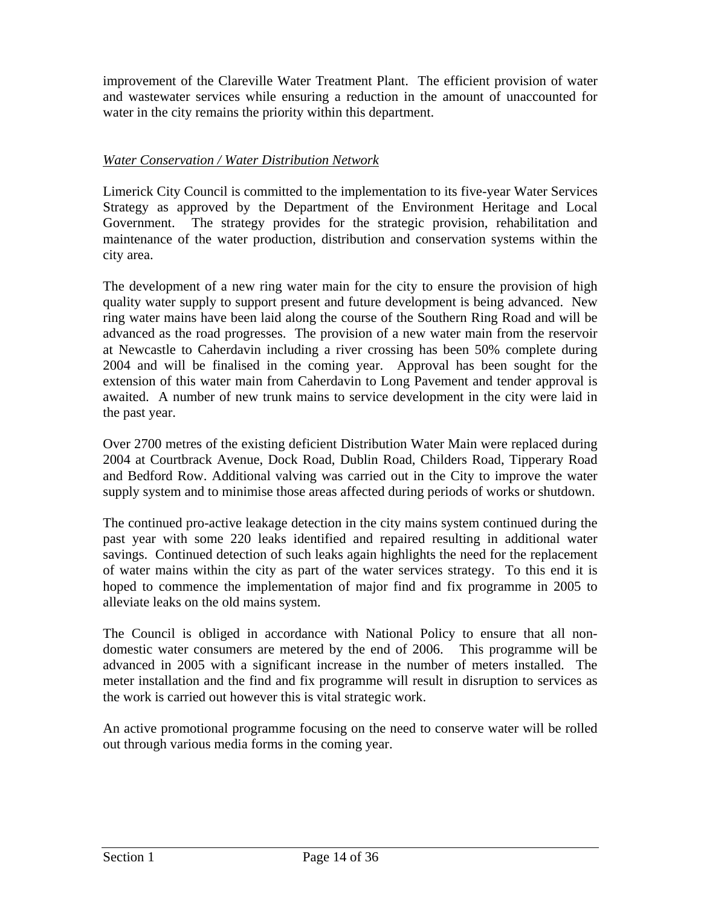improvement of the Clareville Water Treatment Plant. The efficient provision of water and wastewater services while ensuring a reduction in the amount of unaccounted for water in the city remains the priority within this department.

*Water Conservation / Water Distribution Network*

Limerick City Council is committed to the implementation to its five-year Water Services Strategy as approved by the Department of the Environment Heritage and Local Government. The strategy provides for the strategic provision, rehabilitation and maintenance of the water production, distribution and conservation systems within the city area.

The development of a new ring water main for the city to ensure the provision of high quality water supply to support present and future development is being advanced. New ring water mains have been laid along the course of the Southern Ring Road and will be advanced as the road progresses. The provision of a new water main from the reservoir at Newcastle to Caherdavin including a river crossing has been 50% complete during 2004 and will be finalised in the coming year. Approval has been sought for the extension of this water main from Caherdavin to Long Pavement and tender approval is awaited. A number of new trunk mains to service development in the city were laid in the past year.

Over 2700 metres of the existing deficient Distribution Water Main were replaced during 2004 at Courtbrack Avenue, Dock Road, Dublin Road, Childers Road, Tipperary Road and Bedford Row. Additional valving was carried out in the City to improve the water supply system and to minimise those areas affected during periods of works or shutdown.

The continued pro-active leakage detection in the city mains system continued during the past year with some 220 leaks identified and repaired resulting in additional water savings. Continued detection of such leaks again highlights the need for the replacement of water mains within the city as part of the water services strategy. To this end it is hoped to commence the implementation of major find and fix programme in 2005 to alleviate leaks on the old mains system.

The Council is obliged in accordance with National Policy to ensure that all non-domestic water consumers are metered by the end of 2006. This programme will be advanced in 2005 with a significant increase in the number of meters installed. The meter installation and the find and fix programme will result in disruption to services as the work is carried out however this is vital strategic work.

An active promotional programme focusing on the need to conserve water will be rolled out through various media forms in the coming year.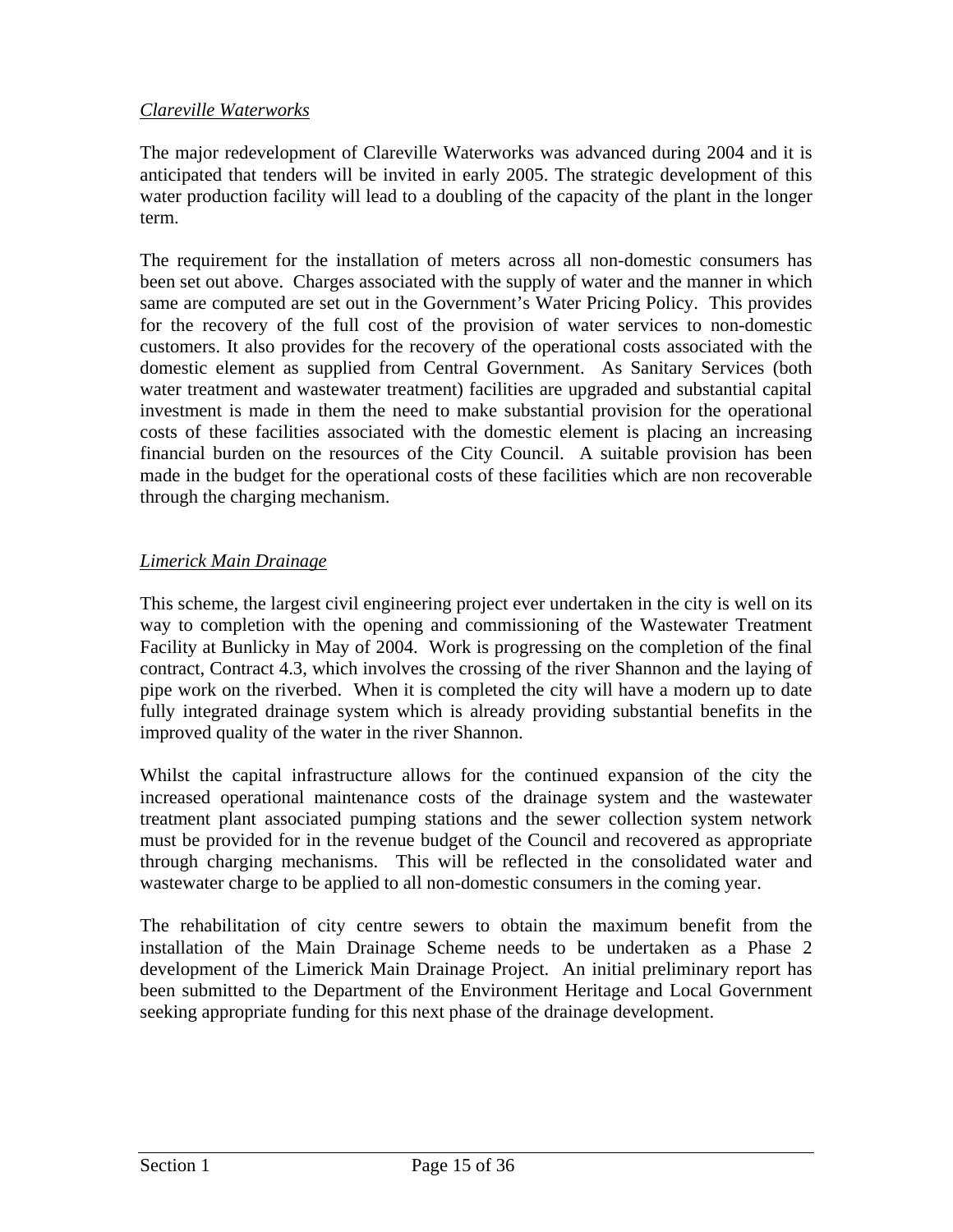*Clareville Waterworks*

The major redevelopment of Clareville Waterworks was advanced during 2004 and it is anticipated that tenders will be invited in early 2005. The strategic development of this water production facility will lead to a doubling of the capacity of the plant in the longer term.

The requirement for the installation of meters across all non-domestic consumers has been set out above. Charges associated with the supply of water and the manner in which same are computed are set out in the Government's Water Pricing Policy. This provides for the recovery of the full cost of the provision of water services to non-domestic customers. It also provides for the recovery of the operational costs associated with the domestic element as supplied from Central Government. As Sanitary Services (both water treatment and wastewater treatment) facilities are upgraded and substantial capital investment is made in them the need to make substantial provision for the operational costs of these facilities associated with the domestic element is placing an increasing financial burden on the resources of the City Council. A suitable provision has been made in the budget for the operational costs of these facilities which are non recoverable through the charging mechanism.

*Limerick Main Drainage*

This scheme, the largest civil engineering project ever undertaken in the city is well on its way to completion with the opening and commissioning of the Wastewater Treatment Facility at Bunlicky in May of 2004. Work is progressing on the completion of the final contract, Contract 4.3, which involves the crossing of the river Shannon and the laying of pipe work on the riverbed. When it is completed the city will have a modern up to date fully integrated drainage system which is already providing substantial benefits in the improved quality of the water in the river Shannon.

Whilst the capital infrastructure allows for the continued expansion of the city the increased operational maintenance costs of the drainage system and the wastewater treatment plant associated pumping stations and the sewer collection system network must be provided for in the revenue budget of the Council and recovered as appropriate through charging mechanisms. This will be reflected in the consolidated water and wastewater charge to be applied to all non-domestic consumers in the coming year.

The rehabilitation of city centre sewers to obtain the maximum benefit from the installation of the Main Drainage Scheme needs to be undertaken as a Phase 2 development of the Limerick Main Drainage Project. An initial preliminary report has been submitted to the Department of the Environment Heritage and Local Government seeking appropriate funding for this next phase of the drainage development.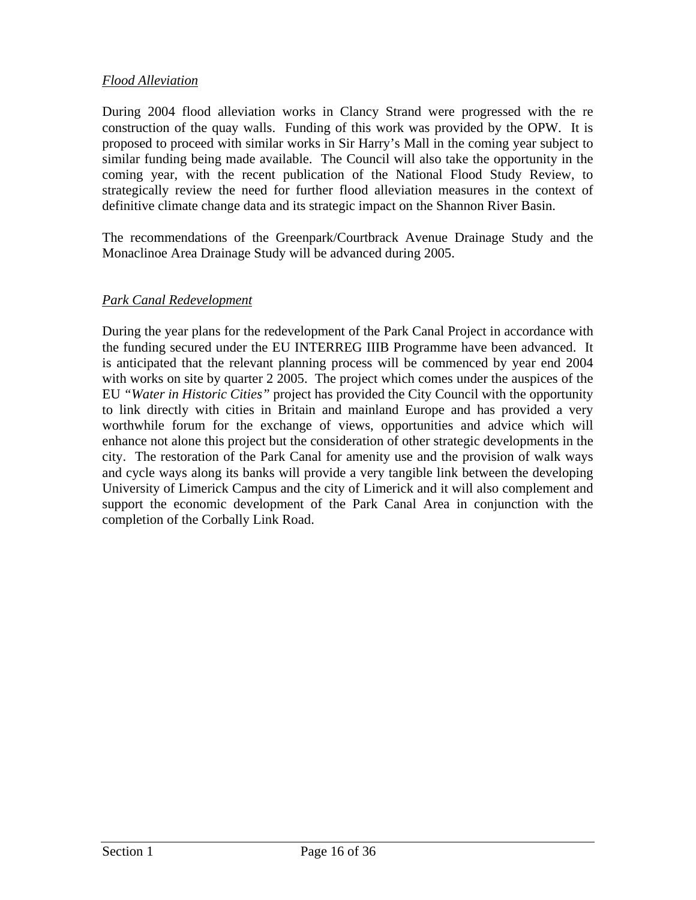*Flood Alleviation*

During 2004 flood alleviation works in Clancy Strand were progressed with the re construction of the quay walls. Funding of this work was provided by the OPW. It is proposed to proceed with similar works in Sir Harry's Mall in the coming year subject to similar funding being made available. The Council will also take the opportunity in the coming year, with the recent publication of the National Flood Study Review, to strategically review the need for further flood alleviation measures in the context of definitive climate change data and its strategic impact on the Shannon River Basin.

The recommendations of the Greenpark/Courtbrack Avenue Drainage Study and the Monaclinoe Area Drainage Study will be advanced during 2005.

*Park Canal Redevelopment*

During the year plans for the redevelopment of the Park Canal Project in accordance with the funding secured under the EU INTERREG IIIB Programme have been advanced. It is anticipated that the relevant planning process will be commenced by year end 2004 with works on site by quarter 2 2005. The project which comes under the auspices of the EU *"Water in Historic Cities"* project has provided the City Council with the opportunity to link directly with cities in Britain and mainland Europe and has provided a very worthwhile forum for the exchange of views, opportunities and advice which will enhance not alone this project but the consideration of other strategic developments in the city. The restoration of the Park Canal for amenity use and the provision of walk ways and cycle ways along its banks will provide a very tangible link between the developing University of Limerick Campus and the city of Limerick and it will also complement and support the economic development of the Park Canal Area in conjunction with the completion of the Corbally Link Road.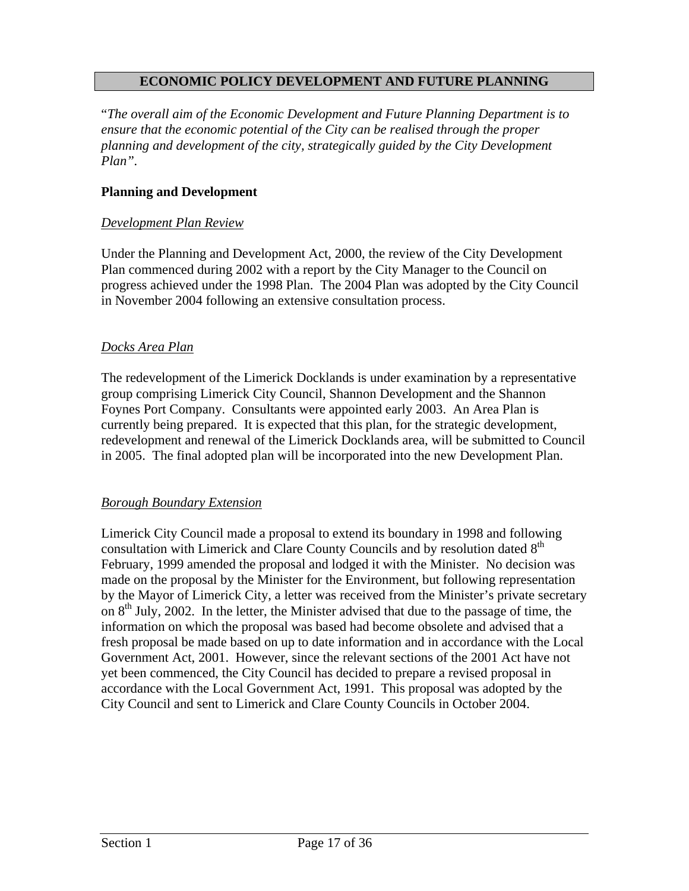## ECONOMIC POLICY DEVELOPMENT AND FUTURE PLANNING

"*The overall aim of the Economic Development and Future Planning Department is to ensure that the economic potential of the City can be realised through the proper planning and development of the city, strategically guided by the City Development Plan".*

### Planning and Development

*Development Plan Review*

Under the Planning and Development Act, 2000, the review of the City Development Plan commenced during 2002 with a report by the City Manager to the Council on progress achieved under the 1998 Plan. The 2004 Plan was adopted by the City Council in November 2004 following an extensive consultation process.

*Docks Area Plan*

The redevelopment of the Limerick Docklands is under examination by a representative group comprising Limerick City Council, Shannon Development and the Shannon Foynes Port Company. Consultants were appointed early 2003. An Area Plan is currently being prepared. It is expected that this plan, for the strategic development, redevelopment and renewal of the Limerick Docklands area, will be submitted to Council in 2005. The final adopted plan will be incorporated into the new Development Plan.

*Borough Boundary Extension*

Limerick City Council made a proposal to extend its boundary in 1998 and following consultation with Limerick and Clare County Councils and by resolution dated 8th February, 1999 amended the proposal and lodged it with the Minister. No decision was made on the proposal by the Minister for the Environment, but following representation by the Mayor of Limerick City, a letter was received from the Minister's private secretary on 8th July, 2002. In the letter, the Minister advised that due to the passage of time, the information on which the proposal was based had become obsolete and advised that a fresh proposal be made based on up to date information and in accordance with the Local Government Act, 2001. However, since the relevant sections of the 2001 Act have not yet been commenced, the City Council has decided to prepare a revised proposal in accordance with the Local Government Act, 1991. This proposal was adopted by the City Council and sent to Limerick and Clare County Councils in October 2004.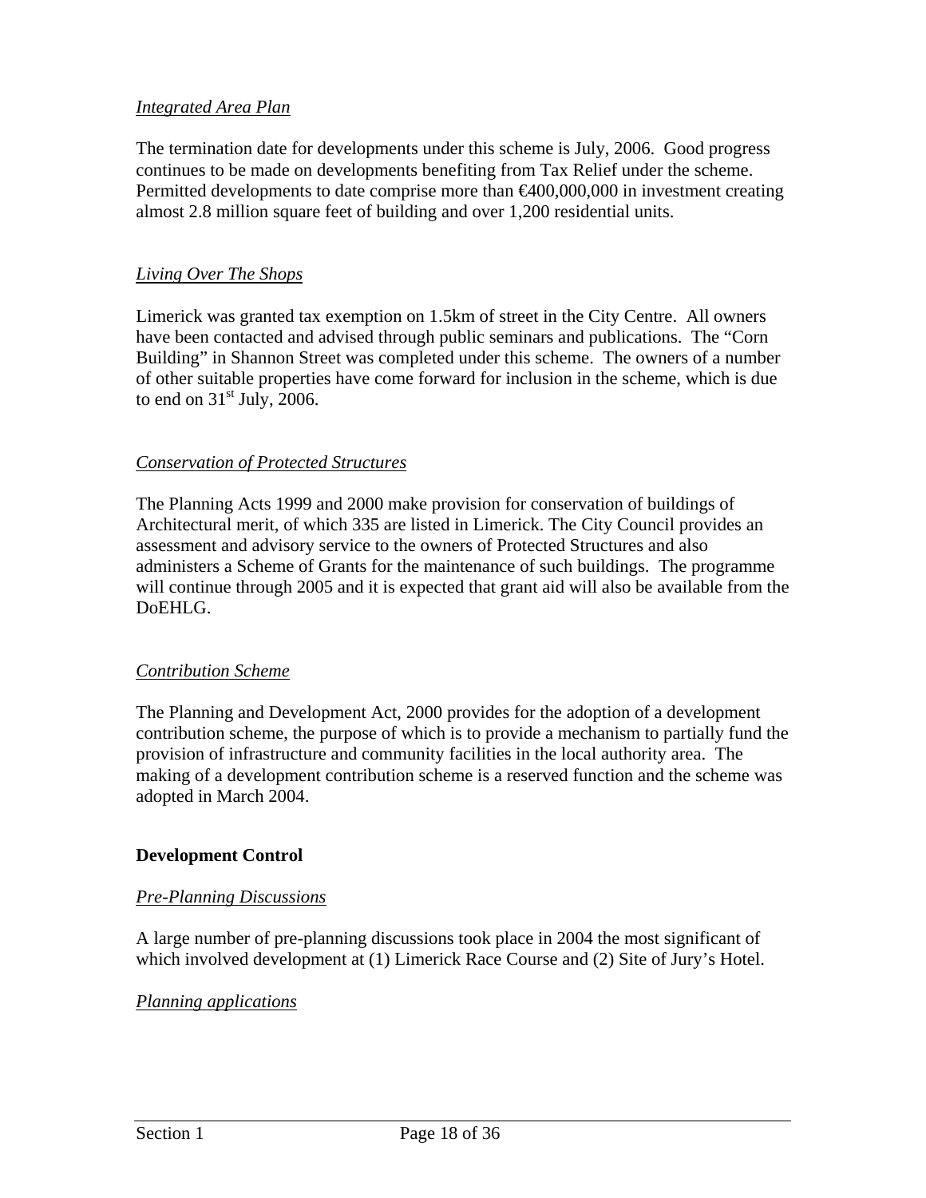*Integrated Area Plan*

The termination date for developments under this scheme is July, 2006. Good progress continues to be made on developments benefiting from Tax Relief under the scheme. Permitted developments to date comprise more than €400,000,000 in investment creating almost 2.8 million square feet of building and over 1,200 residential units.

*Living Over The Shops*

Limerick was granted tax exemption on 1.5km of street in the City Centre. All owners have been contacted and advised through public seminars and publications. The "Corn Building" in Shannon Street was completed under this scheme. The owners of a number of other suitable properties have come forward for inclusion in the scheme, which is due to end on 31st July, 2006.

*Conservation of Protected Structures*

The Planning Acts 1999 and 2000 make provision for conservation of buildings of Architectural merit, of which 335 are listed in Limerick. The City Council provides an assessment and advisory service to the owners of Protected Structures and also administers a Scheme of Grants for the maintenance of such buildings. The programme will continue through 2005 and it is expected that grant aid will also be available from the DoEHLG.

*Contribution Scheme*

The Planning and Development Act, 2000 provides for the adoption of a development contribution scheme, the purpose of which is to provide a mechanism to partially fund the provision of infrastructure and community facilities in the local authority area. The making of a development contribution scheme is a reserved function and the scheme was adopted in March 2004.

**Development Control**

*Pre-Planning Discussions*

A large number of pre-planning discussions took place in 2004 the most significant of which involved development at (1) Limerick Race Course and (2) Site of Jury's Hotel.

*Planning applications*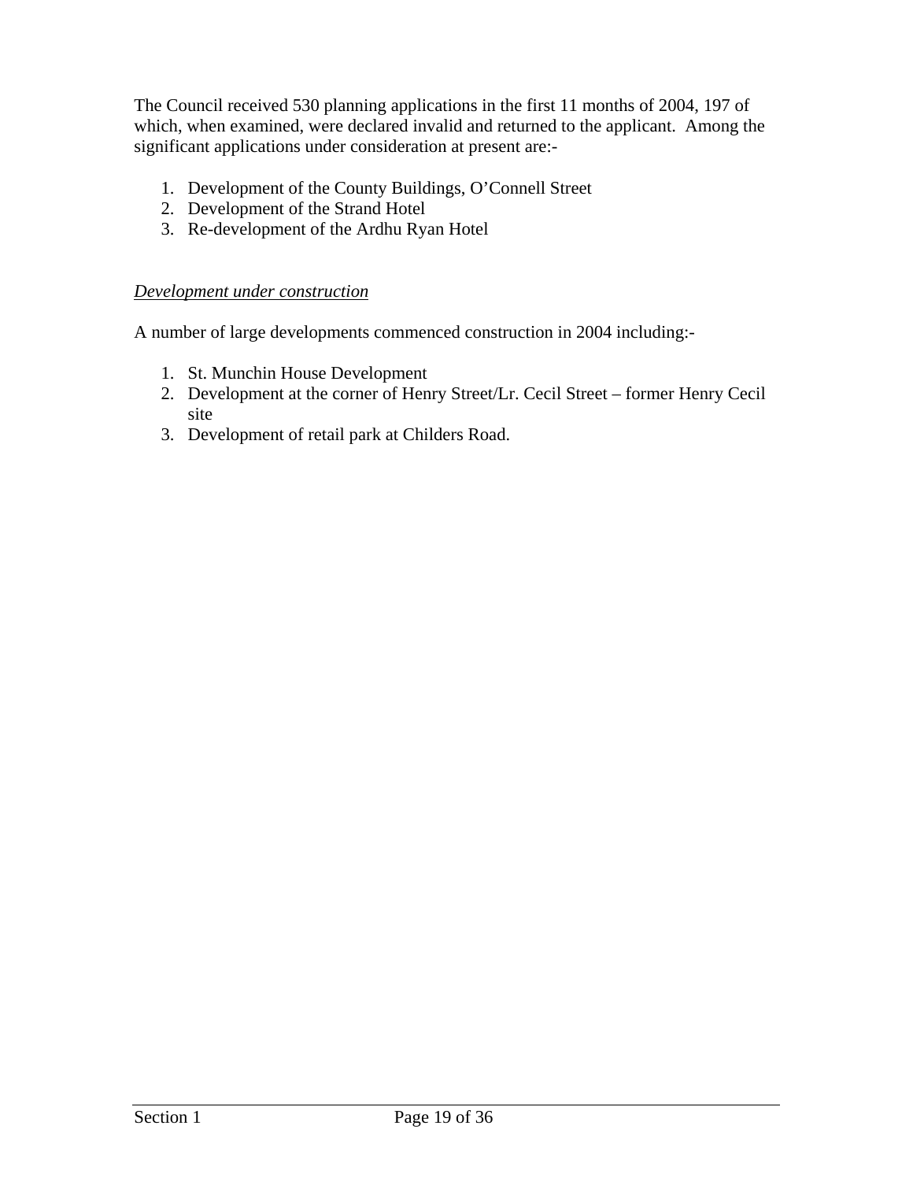The Council received 530 planning applications in the first 11 months of 2004, 197 of which, when examined, were declared invalid and returned to the applicant. Among the significant applications under consideration at present are:-

1. Development of the County Buildings, O'Connell Street
2. Development of the Strand Hotel
3. Re-development of the Ardhu Ryan Hotel

*Development under construction*

A number of large developments commenced construction in 2004 including:-

1. St. Munchin House Development
2. Development at the corner of Henry Street/Lr. Cecil Street – former Henry Cecil site
3. Development of retail park at Childers Road.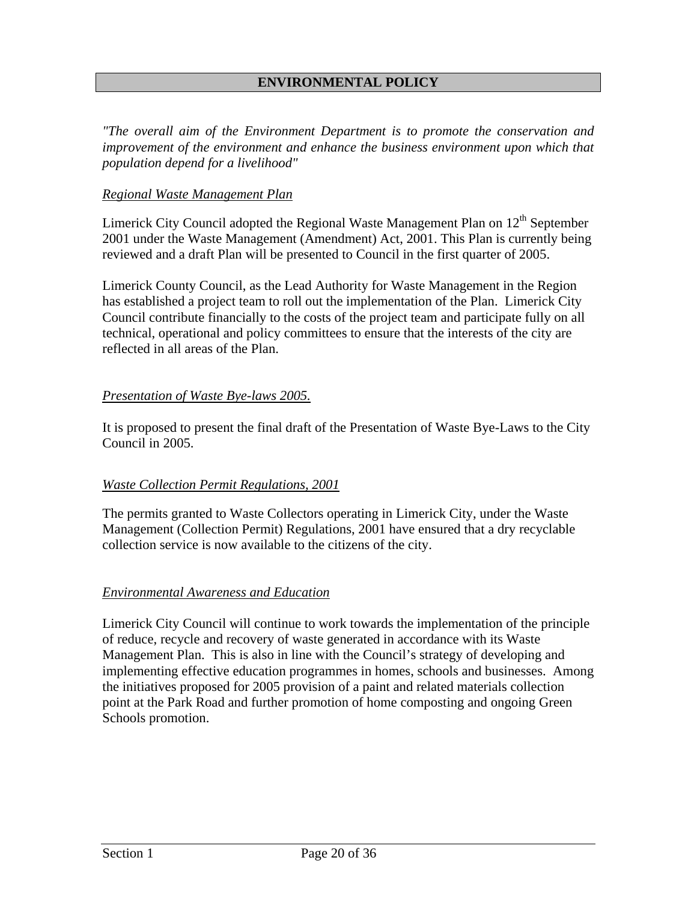## ENVIRONMENTAL POLICY

*"The overall aim of the Environment Department is to promote the conservation and improvement of the environment and enhance the business environment upon which that population depend for a livelihood"*

*Regional Waste Management Plan*

Limerick City Council adopted the Regional Waste Management Plan on 12th September 2001 under the Waste Management (Amendment) Act, 2001. This Plan is currently being reviewed and a draft Plan will be presented to Council in the first quarter of 2005.

Limerick County Council, as the Lead Authority for Waste Management in the Region has established a project team to roll out the implementation of the Plan. Limerick City Council contribute financially to the costs of the project team and participate fully on all technical, operational and policy committees to ensure that the interests of the city are reflected in all areas of the Plan.

*Presentation of Waste Bye-laws 2005.*

It is proposed to present the final draft of the Presentation of Waste Bye-Laws to the City Council in 2005.

*Waste Collection Permit Regulations, 2001*

The permits granted to Waste Collectors operating in Limerick City, under the Waste Management (Collection Permit) Regulations, 2001 have ensured that a dry recyclable collection service is now available to the citizens of the city.

*Environmental Awareness and Education*

Limerick City Council will continue to work towards the implementation of the principle of reduce, recycle and recovery of waste generated in accordance with its Waste Management Plan. This is also in line with the Council's strategy of developing and implementing effective education programmes in homes, schools and businesses. Among the initiatives proposed for 2005 provision of a paint and related materials collection point at the Park Road and further promotion of home composting and ongoing Green Schools promotion.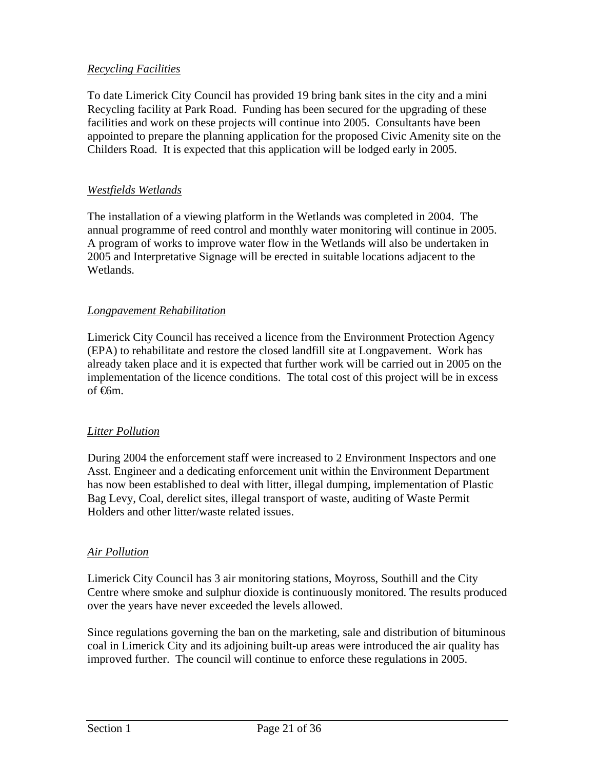*Recycling Facilities*

To date Limerick City Council has provided 19 bring bank sites in the city and a mini Recycling facility at Park Road. Funding has been secured for the upgrading of these facilities and work on these projects will continue into 2005. Consultants have been appointed to prepare the planning application for the proposed Civic Amenity site on the Childers Road. It is expected that this application will be lodged early in 2005.

*Westfields Wetlands*

The installation of a viewing platform in the Wetlands was completed in 2004. The annual programme of reed control and monthly water monitoring will continue in 2005. A program of works to improve water flow in the Wetlands will also be undertaken in 2005 and Interpretative Signage will be erected in suitable locations adjacent to the Wetlands.

*Longpavement Rehabilitation*

Limerick City Council has received a licence from the Environment Protection Agency (EPA) to rehabilitate and restore the closed landfill site at Longpavement. Work has already taken place and it is expected that further work will be carried out in 2005 on the implementation of the licence conditions. The total cost of this project will be in excess of €6m.

*Litter Pollution*

During 2004 the enforcement staff were increased to 2 Environment Inspectors and one Asst. Engineer and a dedicating enforcement unit within the Environment Department has now been established to deal with litter, illegal dumping, implementation of Plastic Bag Levy, Coal, derelict sites, illegal transport of waste, auditing of Waste Permit Holders and other litter/waste related issues.

*Air Pollution*

Limerick City Council has 3 air monitoring stations, Moyross, Southill and the City Centre where smoke and sulphur dioxide is continuously monitored. The results produced over the years have never exceeded the levels allowed.

Since regulations governing the ban on the marketing, sale and distribution of bituminous coal in Limerick City and its adjoining built-up areas were introduced the air quality has improved further. The council will continue to enforce these regulations in 2005.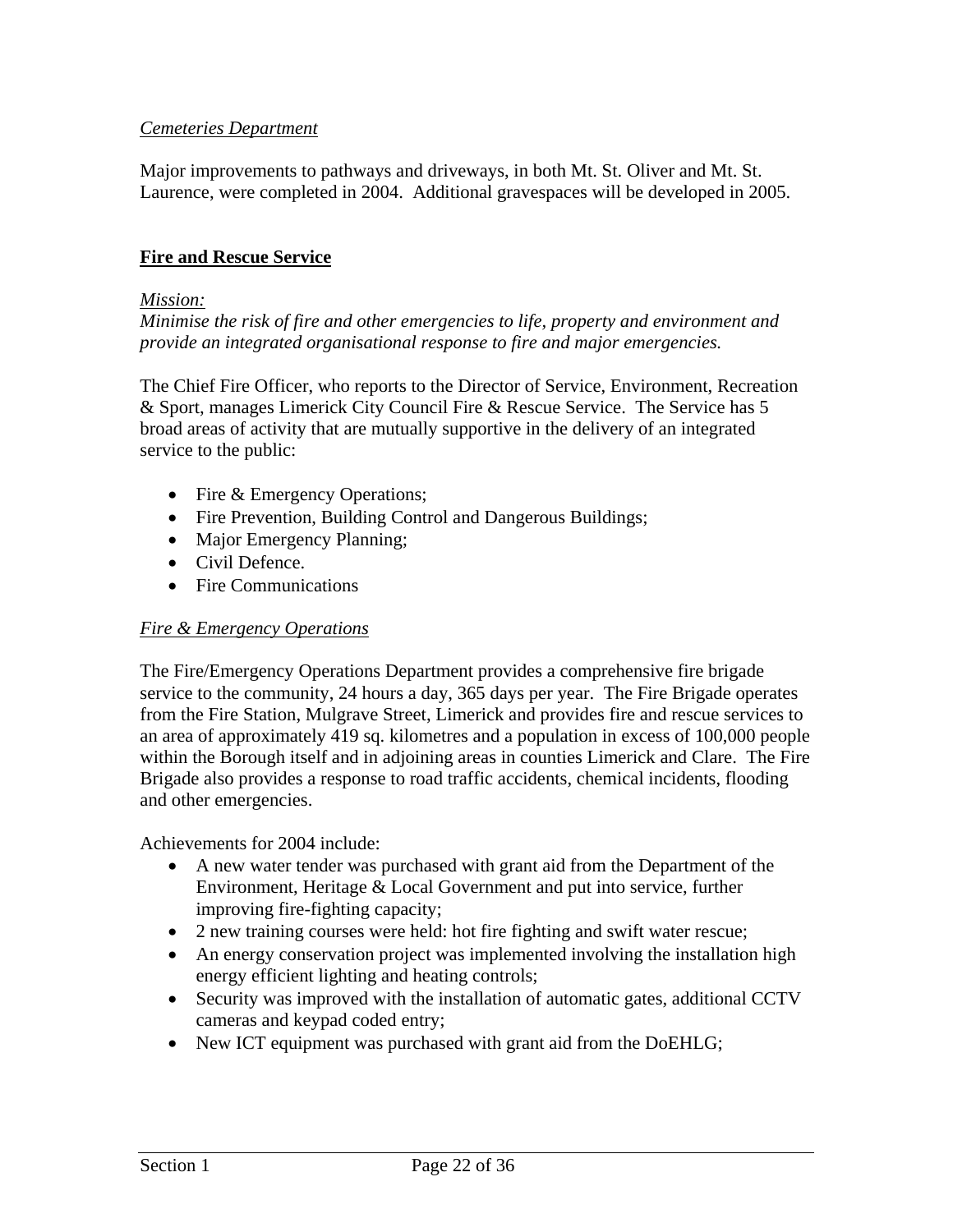*Cemeteries Department*

Major improvements to pathways and driveways, in both Mt. St. Oliver and Mt. St. Laurence, were completed in 2004. Additional gravespaces will be developed in 2005.

## Fire and Rescue Service

*Mission:*
*Minimise the risk of fire and other emergencies to life, property and environment and provide an integrated organisational response to fire and major emergencies.*

The Chief Fire Officer, who reports to the Director of Service, Environment, Recreation & Sport, manages Limerick City Council Fire & Rescue Service. The Service has 5 broad areas of activity that are mutually supportive in the delivery of an integrated service to the public:

- Fire & Emergency Operations;
- Fire Prevention, Building Control and Dangerous Buildings;
- Major Emergency Planning;
- Civil Defence.
- Fire Communications

*Fire & Emergency Operations*

The Fire/Emergency Operations Department provides a comprehensive fire brigade service to the community, 24 hours a day, 365 days per year. The Fire Brigade operates from the Fire Station, Mulgrave Street, Limerick and provides fire and rescue services to an area of approximately 419 sq. kilometres and a population in excess of 100,000 people within the Borough itself and in adjoining areas in counties Limerick and Clare. The Fire Brigade also provides a response to road traffic accidents, chemical incidents, flooding and other emergencies.

Achievements for 2004 include:

- A new water tender was purchased with grant aid from the Department of the Environment, Heritage & Local Government and put into service, further improving fire-fighting capacity;
- 2 new training courses were held: hot fire fighting and swift water rescue;
- An energy conservation project was implemented involving the installation high energy efficient lighting and heating controls;
- Security was improved with the installation of automatic gates, additional CCTV cameras and keypad coded entry;
- New ICT equipment was purchased with grant aid from the DoEHLG;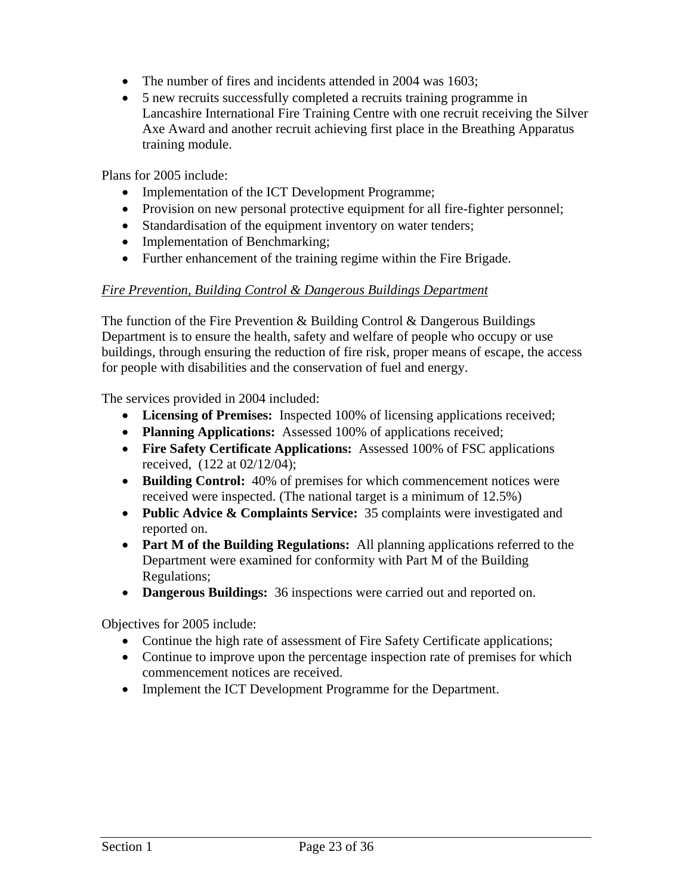- The number of fires and incidents attended in 2004 was 1603;
- 5 new recruits successfully completed a recruits training programme in Lancashire International Fire Training Centre with one recruit receiving the Silver Axe Award and another recruit achieving first place in the Breathing Apparatus training module.

Plans for 2005 include:

- Implementation of the ICT Development Programme;
- Provision on new personal protective equipment for all fire-fighter personnel;
- Standardisation of the equipment inventory on water tenders;
- Implementation of Benchmarking;
- Further enhancement of the training regime within the Fire Brigade.

*Fire Prevention, Building Control & Dangerous Buildings Department*

The function of the Fire Prevention & Building Control & Dangerous Buildings Department is to ensure the health, safety and welfare of people who occupy or use buildings, through ensuring the reduction of fire risk, proper means of escape, the access for people with disabilities and the conservation of fuel and energy.

The services provided in 2004 included:

- **Licensing of Premises:** Inspected 100% of licensing applications received;
- **Planning Applications:** Assessed 100% of applications received;
- **Fire Safety Certificate Applications:** Assessed 100% of FSC applications received, (122 at 02/12/04);
- **Building Control:** 40% of premises for which commencement notices were received were inspected. (The national target is a minimum of 12.5%)
- **Public Advice & Complaints Service:** 35 complaints were investigated and reported on.
- **Part M of the Building Regulations:** All planning applications referred to the Department were examined for conformity with Part M of the Building Regulations;
- **Dangerous Buildings:** 36 inspections were carried out and reported on.

Objectives for 2005 include:

- Continue the high rate of assessment of Fire Safety Certificate applications;
- Continue to improve upon the percentage inspection rate of premises for which commencement notices are received.
- Implement the ICT Development Programme for the Department.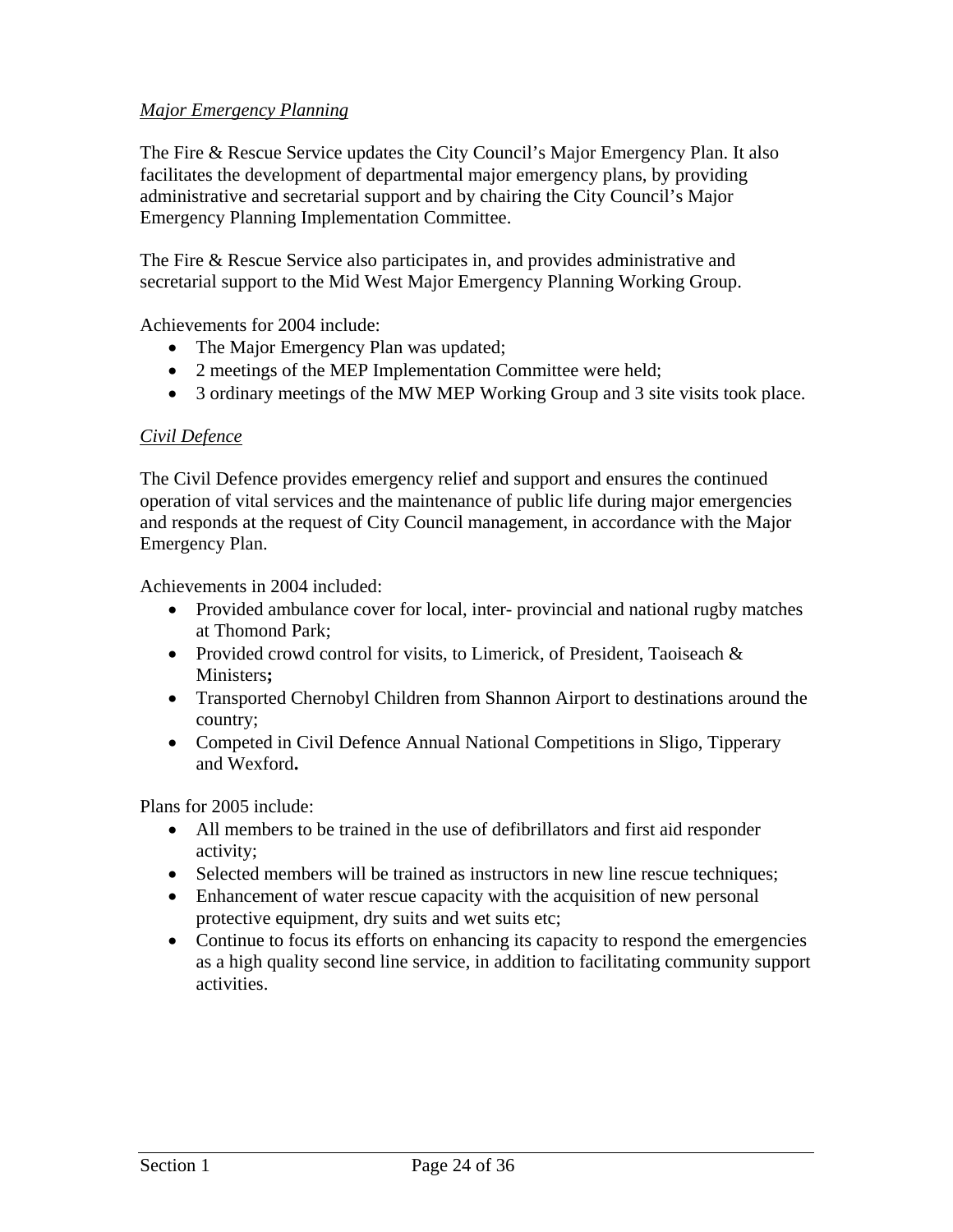*Major Emergency Planning*

The Fire & Rescue Service updates the City Council's Major Emergency Plan. It also facilitates the development of departmental major emergency plans, by providing administrative and secretarial support and by chairing the City Council's Major Emergency Planning Implementation Committee.

The Fire & Rescue Service also participates in, and provides administrative and secretarial support to the Mid West Major Emergency Planning Working Group.

Achievements for 2004 include:

- The Major Emergency Plan was updated;
- 2 meetings of the MEP Implementation Committee were held;
- 3 ordinary meetings of the MW MEP Working Group and 3 site visits took place.

*Civil Defence*

The Civil Defence provides emergency relief and support and ensures the continued operation of vital services and the maintenance of public life during major emergencies and responds at the request of City Council management, in accordance with the Major Emergency Plan.

Achievements in 2004 included:

- Provided ambulance cover for local, inter- provincial and national rugby matches at Thomond Park;
- Provided crowd control for visits, to Limerick, of President, Taoiseach & Ministers**;**
- Transported Chernobyl Children from Shannon Airport to destinations around the country;
- Competed in Civil Defence Annual National Competitions in Sligo, Tipperary and Wexford**.**

Plans for 2005 include:

- All members to be trained in the use of defibrillators and first aid responder activity;
- Selected members will be trained as instructors in new line rescue techniques;
- Enhancement of water rescue capacity with the acquisition of new personal protective equipment, dry suits and wet suits etc;
- Continue to focus its efforts on enhancing its capacity to respond the emergencies as a high quality second line service, in addition to facilitating community support activities.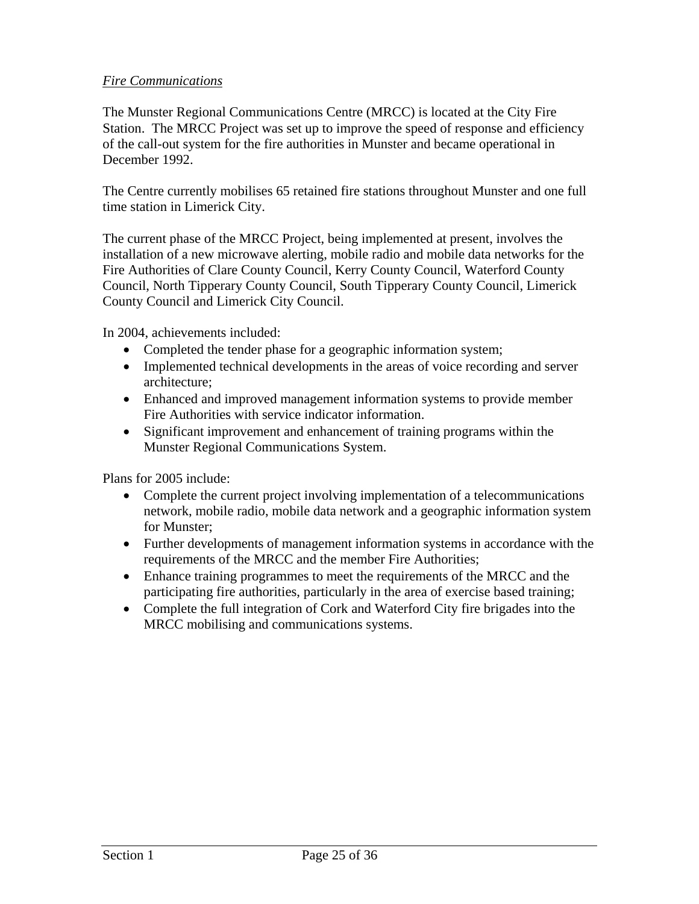*Fire Communications*

The Munster Regional Communications Centre (MRCC) is located at the City Fire Station. The MRCC Project was set up to improve the speed of response and efficiency of the call-out system for the fire authorities in Munster and became operational in December 1992.

The Centre currently mobilises 65 retained fire stations throughout Munster and one full time station in Limerick City.

The current phase of the MRCC Project, being implemented at present, involves the installation of a new microwave alerting, mobile radio and mobile data networks for the Fire Authorities of Clare County Council, Kerry County Council, Waterford County Council, North Tipperary County Council, South Tipperary County Council, Limerick County Council and Limerick City Council.

In 2004, achievements included:

- Completed the tender phase for a geographic information system;
- Implemented technical developments in the areas of voice recording and server architecture;
- Enhanced and improved management information systems to provide member Fire Authorities with service indicator information.
- Significant improvement and enhancement of training programs within the Munster Regional Communications System.

Plans for 2005 include:

- Complete the current project involving implementation of a telecommunications network, mobile radio, mobile data network and a geographic information system for Munster;
- Further developments of management information systems in accordance with the requirements of the MRCC and the member Fire Authorities;
- Enhance training programmes to meet the requirements of the MRCC and the participating fire authorities, particularly in the area of exercise based training;
- Complete the full integration of Cork and Waterford City fire brigades into the MRCC mobilising and communications systems.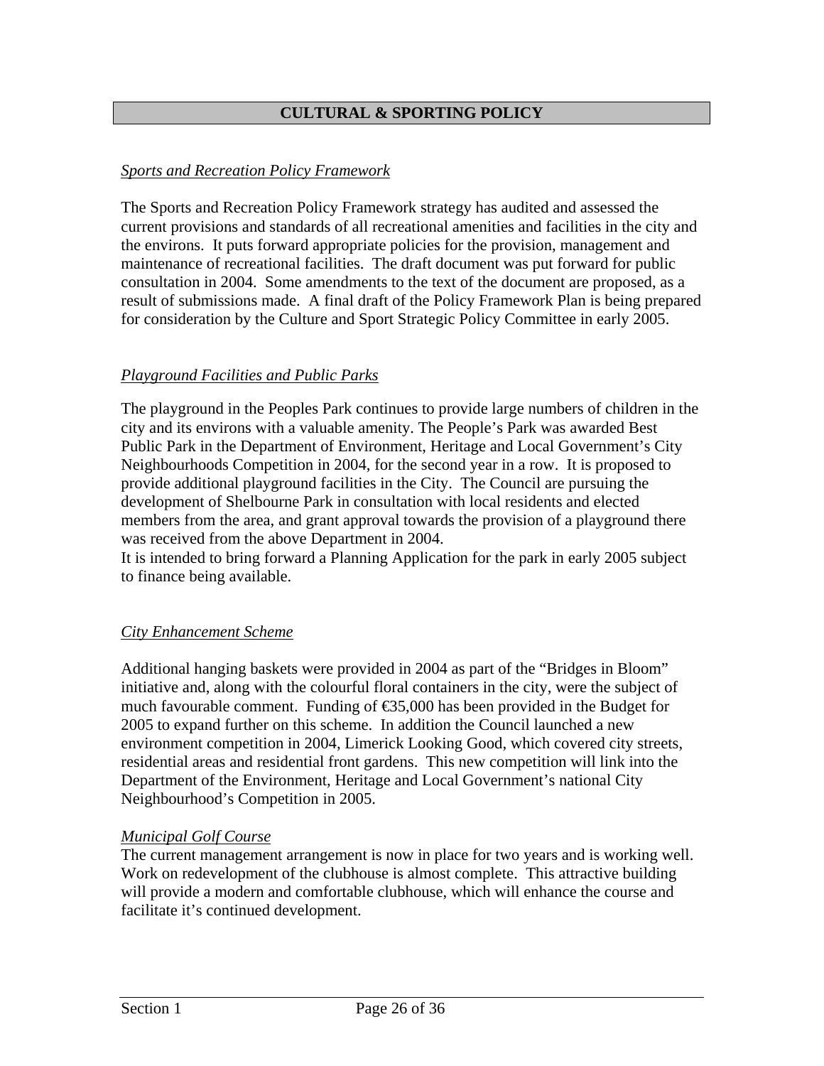## CULTURAL & SPORTING POLICY

*Sports and Recreation Policy Framework*

The Sports and Recreation Policy Framework strategy has audited and assessed the current provisions and standards of all recreational amenities and facilities in the city and the environs. It puts forward appropriate policies for the provision, management and maintenance of recreational facilities. The draft document was put forward for public consultation in 2004. Some amendments to the text of the document are proposed, as a result of submissions made. A final draft of the Policy Framework Plan is being prepared for consideration by the Culture and Sport Strategic Policy Committee in early 2005.

*Playground Facilities and Public Parks*

The playground in the Peoples Park continues to provide large numbers of children in the city and its environs with a valuable amenity. The People's Park was awarded Best Public Park in the Department of Environment, Heritage and Local Government's City Neighbourhoods Competition in 2004, for the second year in a row. It is proposed to provide additional playground facilities in the City. The Council are pursuing the development of Shelbourne Park in consultation with local residents and elected members from the area, and grant approval towards the provision of a playground there was received from the above Department in 2004.
It is intended to bring forward a Planning Application for the park in early 2005 subject to finance being available.

*City Enhancement Scheme*

Additional hanging baskets were provided in 2004 as part of the "Bridges in Bloom" initiative and, along with the colourful floral containers in the city, were the subject of much favourable comment. Funding of €35,000 has been provided in the Budget for 2005 to expand further on this scheme. In addition the Council launched a new environment competition in 2004, Limerick Looking Good, which covered city streets, residential areas and residential front gardens. This new competition will link into the Department of the Environment, Heritage and Local Government's national City Neighbourhood's Competition in 2005.

*Municipal Golf Course*

The current management arrangement is now in place for two years and is working well. Work on redevelopment of the clubhouse is almost complete. This attractive building will provide a modern and comfortable clubhouse, which will enhance the course and facilitate it's continued development.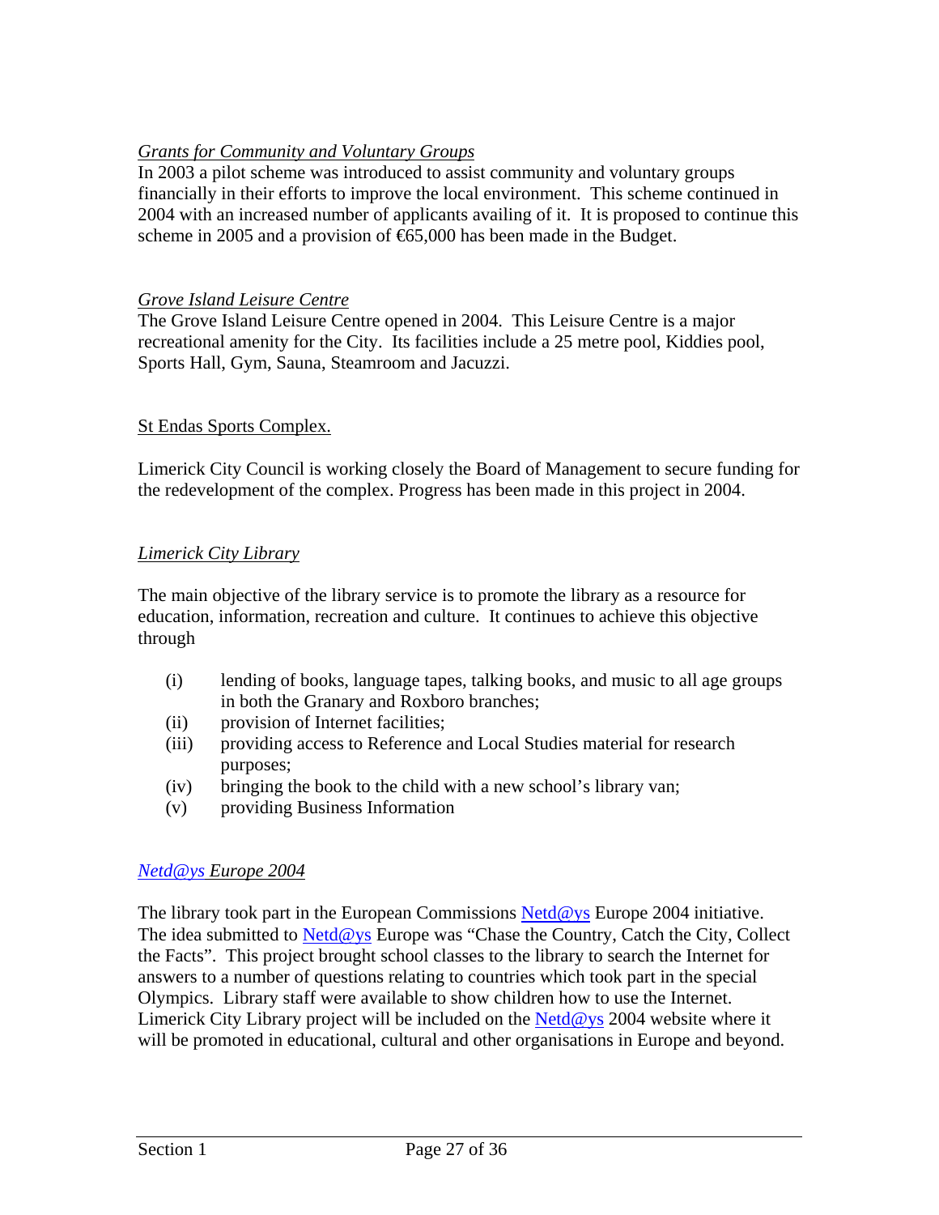*Grants for Community and Voluntary Groups*

In 2003 a pilot scheme was introduced to assist community and voluntary groups financially in their efforts to improve the local environment. This scheme continued in 2004 with an increased number of applicants availing of it. It is proposed to continue this scheme in 2005 and a provision of €65,000 has been made in the Budget.

*Grove Island Leisure Centre*

The Grove Island Leisure Centre opened in 2004. This Leisure Centre is a major recreational amenity for the City. Its facilities include a 25 metre pool, Kiddies pool, Sports Hall, Gym, Sauna, Steamroom and Jacuzzi.

St Endas Sports Complex.

Limerick City Council is working closely the Board of Management to secure funding for the redevelopment of the complex. Progress has been made in this project in 2004.

*Limerick City Library*

The main objective of the library service is to promote the library as a resource for education, information, recreation and culture. It continues to achieve this objective through

(i) lending of books, language tapes, talking books, and music to all age groups in both the Granary and Roxboro branches;
(ii) provision of Internet facilities;
(iii) providing access to Reference and Local Studies material for research purposes;
(iv) bringing the book to the child with a new school's library van;
(v) providing Business Information

*Netd@ys Europe 2004*

The library took part in the European Commissions Netd@ys Europe 2004 initiative. The idea submitted to Netd@ys Europe was "Chase the Country, Catch the City, Collect the Facts". This project brought school classes to the library to search the Internet for answers to a number of questions relating to countries which took part in the special Olympics. Library staff were available to show children how to use the Internet. Limerick City Library project will be included on the Netd@ys 2004 website where it will be promoted in educational, cultural and other organisations in Europe and beyond.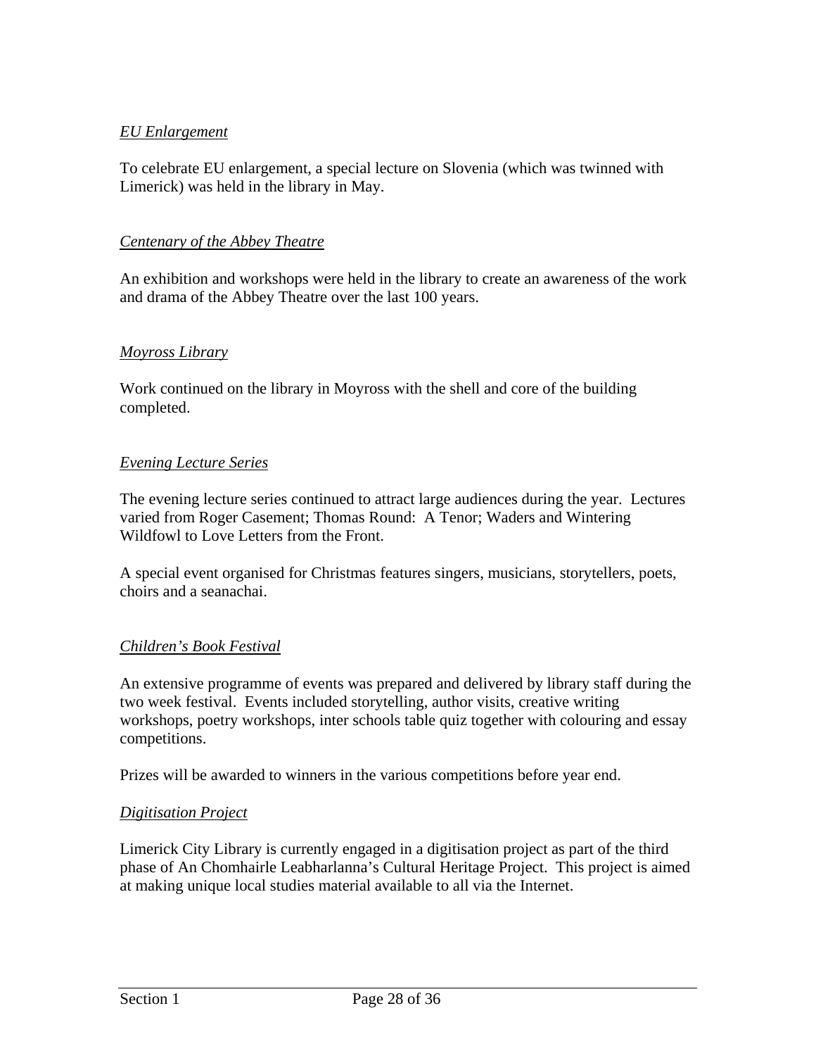*EU Enlargement*

To celebrate EU enlargement, a special lecture on Slovenia (which was twinned with Limerick) was held in the library in May.

*Centenary of the Abbey Theatre*

An exhibition and workshops were held in the library to create an awareness of the work and drama of the Abbey Theatre over the last 100 years.

*Moyross Library*

Work continued on the library in Moyross with the shell and core of the building completed.

*Evening Lecture Series*

The evening lecture series continued to attract large audiences during the year. Lectures varied from Roger Casement; Thomas Round: A Tenor; Waders and Wintering Wildfowl to Love Letters from the Front.

A special event organised for Christmas features singers, musicians, storytellers, poets, choirs and a seanachai.

*Children's Book Festival*

An extensive programme of events was prepared and delivered by library staff during the two week festival. Events included storytelling, author visits, creative writing workshops, poetry workshops, inter schools table quiz together with colouring and essay competitions.

Prizes will be awarded to winners in the various competitions before year end.

*Digitisation Project*

Limerick City Library is currently engaged in a digitisation project as part of the third phase of An Chomhairle Leabharlanna's Cultural Heritage Project. This project is aimed at making unique local studies material available to all via the Internet.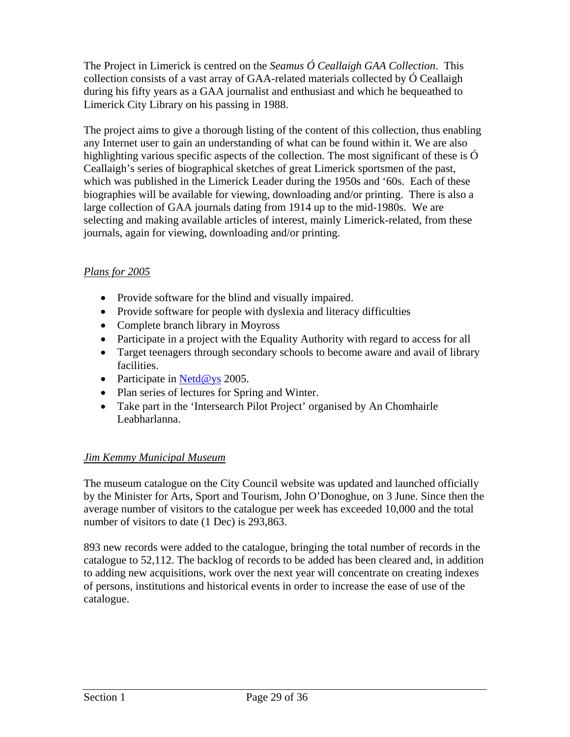The Project in Limerick is centred on the *Seamus Ó Ceallaigh GAA Collection*. This collection consists of a vast array of GAA-related materials collected by Ó Ceallaigh during his fifty years as a GAA journalist and enthusiast and which he bequeathed to Limerick City Library on his passing in 1988.

The project aims to give a thorough listing of the content of this collection, thus enabling any Internet user to gain an understanding of what can be found within it. We are also highlighting various specific aspects of the collection. The most significant of these is Ó Ceallaigh's series of biographical sketches of great Limerick sportsmen of the past, which was published in the Limerick Leader during the 1950s and '60s. Each of these biographies will be available for viewing, downloading and/or printing. There is also a large collection of GAA journals dating from 1914 up to the mid-1980s. We are selecting and making available articles of interest, mainly Limerick-related, from these journals, again for viewing, downloading and/or printing.

### *Plans for 2005*

- Provide software for the blind and visually impaired.
- Provide software for people with dyslexia and literacy difficulties
- Complete branch library in Moyross
- Participate in a project with the Equality Authority with regard to access for all
- Target teenagers through secondary schools to become aware and avail of library facilities.
- Participate in Netd@ys 2005.
- Plan series of lectures for Spring and Winter.
- Take part in the 'Intersearch Pilot Project' organised by An Chomhairle Leabharlanna.

### *Jim Kemmy Municipal Museum*

The museum catalogue on the City Council website was updated and launched officially by the Minister for Arts, Sport and Tourism, John O'Donoghue, on 3 June. Since then the average number of visitors to the catalogue per week has exceeded 10,000 and the total number of visitors to date (1 Dec) is 293,863.

893 new records were added to the catalogue, bringing the total number of records in the catalogue to 52,112. The backlog of records to be added has been cleared and, in addition to adding new acquisitions, work over the next year will concentrate on creating indexes of persons, institutions and historical events in order to increase the ease of use of the catalogue.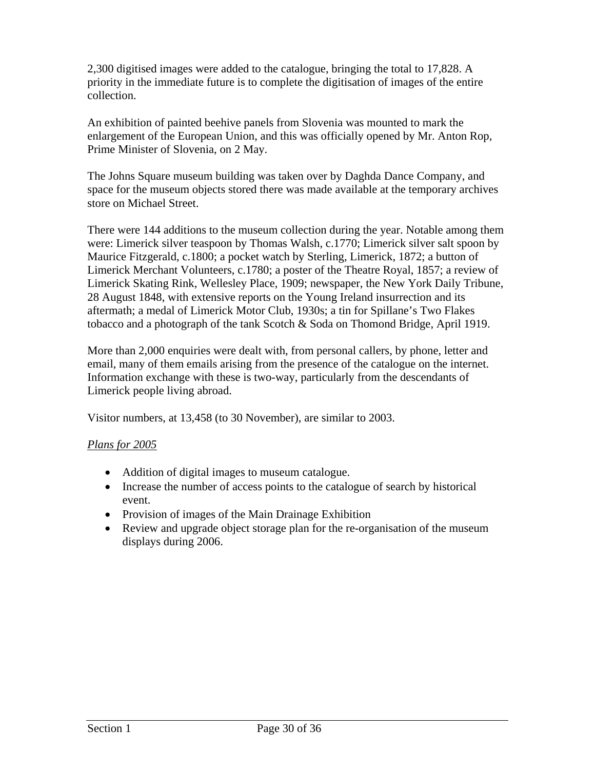2,300 digitised images were added to the catalogue, bringing the total to 17,828. A priority in the immediate future is to complete the digitisation of images of the entire collection.

An exhibition of painted beehive panels from Slovenia was mounted to mark the enlargement of the European Union, and this was officially opened by Mr. Anton Rop, Prime Minister of Slovenia, on 2 May.

The Johns Square museum building was taken over by Daghda Dance Company, and space for the museum objects stored there was made available at the temporary archives store on Michael Street.

There were 144 additions to the museum collection during the year. Notable among them were: Limerick silver teaspoon by Thomas Walsh, c.1770; Limerick silver salt spoon by Maurice Fitzgerald, c.1800; a pocket watch by Sterling, Limerick, 1872; a button of Limerick Merchant Volunteers, c.1780; a poster of the Theatre Royal, 1857; a review of Limerick Skating Rink, Wellesley Place, 1909; newspaper, the New York Daily Tribune, 28 August 1848, with extensive reports on the Young Ireland insurrection and its aftermath; a medal of Limerick Motor Club, 1930s; a tin for Spillane's Two Flakes tobacco and a photograph of the tank Scotch & Soda on Thomond Bridge, April 1919.

More than 2,000 enquiries were dealt with, from personal callers, by phone, letter and email, many of them emails arising from the presence of the catalogue on the internet. Information exchange with these is two-way, particularly from the descendants of Limerick people living abroad.

Visitor numbers, at 13,458 (to 30 November), are similar to 2003.

*Plans for 2005*

- Addition of digital images to museum catalogue.
- Increase the number of access points to the catalogue of search by historical event.
- Provision of images of the Main Drainage Exhibition
- Review and upgrade object storage plan for the re-organisation of the museum displays during 2006.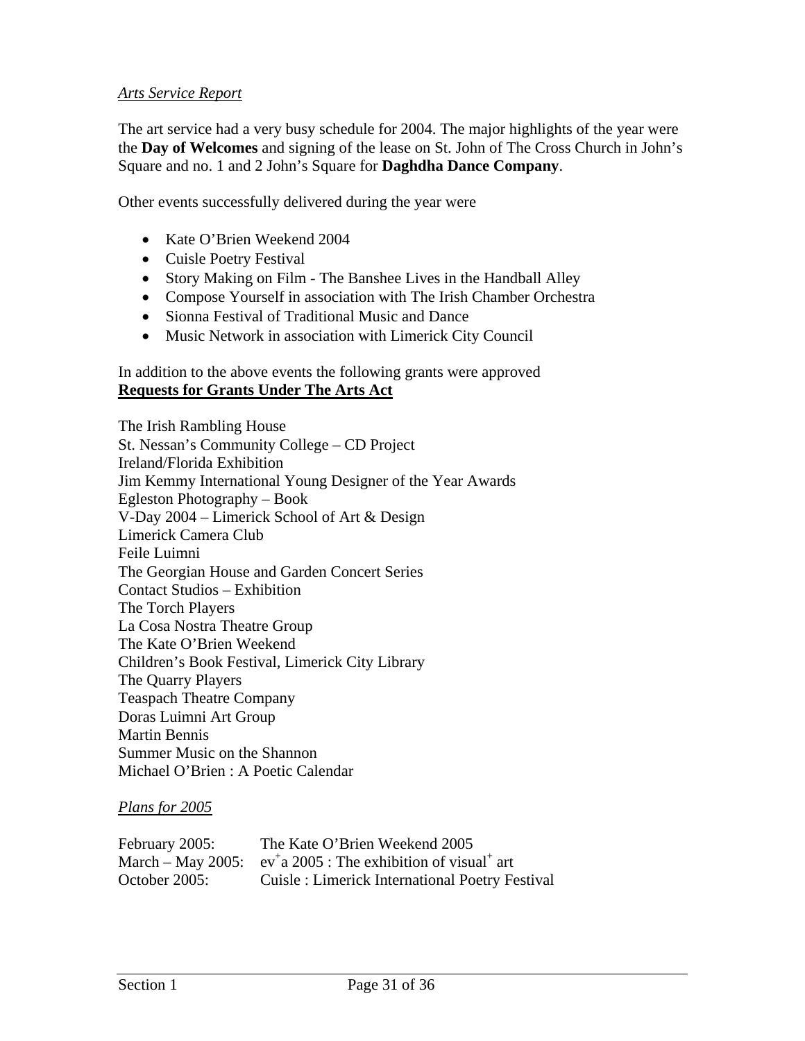*Arts Service Report*

The art service had a very busy schedule for 2004. The major highlights of the year were the **Day of Welcomes** and signing of the lease on St. John of The Cross Church in John's Square and no. 1 and 2 John's Square for **Daghdha Dance Company**.

Other events successfully delivered during the year were

- Kate O'Brien Weekend 2004
- Cuisle Poetry Festival
- Story Making on Film - The Banshee Lives in the Handball Alley
- Compose Yourself in association with The Irish Chamber Orchestra
- Sionna Festival of Traditional Music and Dance
- Music Network in association with Limerick City Council

In addition to the above events the following grants were approved

**Requests for Grants Under The Arts Act**

The Irish Rambling House
St. Nessan's Community College – CD Project
Ireland/Florida Exhibition
Jim Kemmy International Young Designer of the Year Awards
Egleston Photography – Book
V-Day 2004 – Limerick School of Art & Design
Limerick Camera Club
Feile Luimni
The Georgian House and Garden Concert Series
Contact Studios – Exhibition
The Torch Players
La Cosa Nostra Theatre Group
The Kate O'Brien Weekend
Children's Book Festival, Limerick City Library
The Quarry Players
Teaspach Theatre Company
Doras Luimni Art Group
Martin Bennis
Summer Music on the Shannon
Michael O'Brien : A Poetic Calendar

*Plans for 2005*

| | |
|---|---|
| February 2005: | The Kate O'Brien Weekend 2005 |
| March – May 2005: | ev+a 2005 : The exhibition of visual+ art |
| October 2005: | Cuisle : Limerick International Poetry Festival |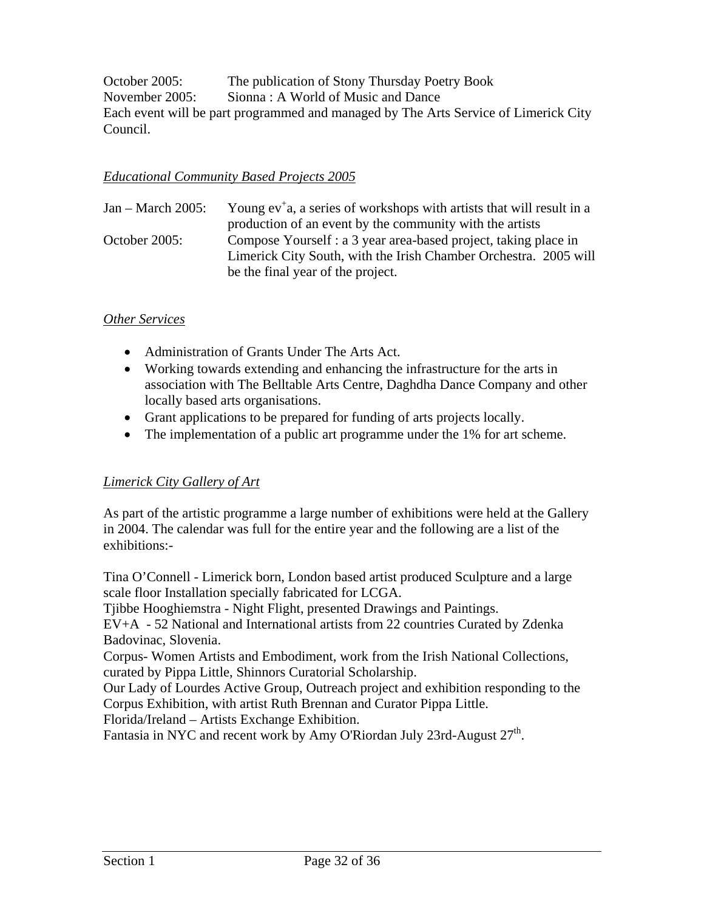October 2005: The publication of Stony Thursday Poetry Book
November 2005: Sionna : A World of Music and Dance
Each event will be part programmed and managed by The Arts Service of Limerick City Council.

*Educational Community Based Projects 2005*

Jan – March 2005: Young ev$^{+}$a, a series of workshops with artists that will result in a production of an event by the community with the artists
October 2005: Compose Yourself : a 3 year area-based project, taking place in Limerick City South, with the Irish Chamber Orchestra. 2005 will be the final year of the project.

*Other Services*

- Administration of Grants Under The Arts Act.
- Working towards extending and enhancing the infrastructure for the arts in association with The Belltable Arts Centre, Daghdha Dance Company and other locally based arts organisations.
- Grant applications to be prepared for funding of arts projects locally.
- The implementation of a public art programme under the 1% for art scheme.

*Limerick City Gallery of Art*

As part of the artistic programme a large number of exhibitions were held at the Gallery in 2004. The calendar was full for the entire year and the following are a list of the exhibitions:-

Tina O'Connell - Limerick born, London based artist produced Sculpture and a large scale floor Installation specially fabricated for LCGA.
Tjibbe Hooghiemstra - Night Flight, presented Drawings and Paintings.
EV+A - 52 National and International artists from 22 countries Curated by Zdenka Badovinac, Slovenia.
Corpus- Women Artists and Embodiment, work from the Irish National Collections, curated by Pippa Little, Shinnors Curatorial Scholarship.
Our Lady of Lourdes Active Group, Outreach project and exhibition responding to the Corpus Exhibition, with artist Ruth Brennan and Curator Pippa Little.
Florida/Ireland – Artists Exchange Exhibition.
Fantasia in NYC and recent work by Amy O'Riordan July 23rd-August 27th.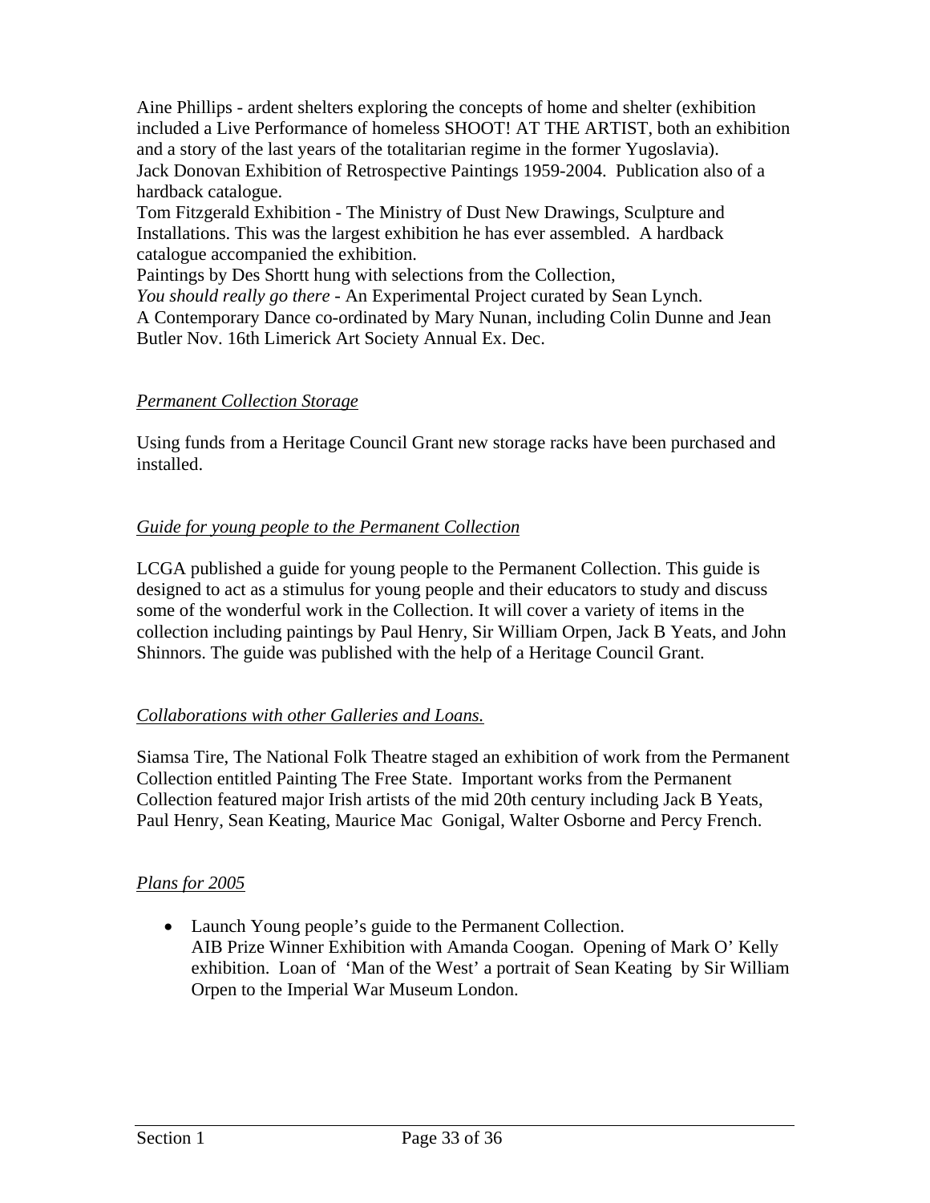Aine Phillips - ardent shelters exploring the concepts of home and shelter (exhibition included a Live Performance of homeless SHOOT! AT THE ARTIST, both an exhibition and a story of the last years of the totalitarian regime in the former Yugoslavia).
Jack Donovan Exhibition of Retrospective Paintings 1959-2004. Publication also of a hardback catalogue.
Tom Fitzgerald Exhibition - The Ministry of Dust New Drawings, Sculpture and Installations. This was the largest exhibition he has ever assembled. A hardback catalogue accompanied the exhibition.
Paintings by Des Shortt hung with selections from the Collection,
*You should really go there* - An Experimental Project curated by Sean Lynch.
A Contemporary Dance co-ordinated by Mary Nunan, including Colin Dunne and Jean Butler Nov. 16th Limerick Art Society Annual Ex. Dec.

*Permanent Collection Storage*

Using funds from a Heritage Council Grant new storage racks have been purchased and installed.

*Guide for young people to the Permanent Collection*

LCGA published a guide for young people to the Permanent Collection. This guide is designed to act as a stimulus for young people and their educators to study and discuss some of the wonderful work in the Collection. It will cover a variety of items in the collection including paintings by Paul Henry, Sir William Orpen, Jack B Yeats, and John Shinnors. The guide was published with the help of a Heritage Council Grant.

*Collaborations with other Galleries and Loans.*

Siamsa Tire, The National Folk Theatre staged an exhibition of work from the Permanent Collection entitled Painting The Free State. Important works from the Permanent Collection featured major Irish artists of the mid 20th century including Jack B Yeats, Paul Henry, Sean Keating, Maurice Mac Gonigal, Walter Osborne and Percy French.

*Plans for 2005*

- Launch Young people's guide to the Permanent Collection.
  AIB Prize Winner Exhibition with Amanda Coogan. Opening of Mark O' Kelly exhibition. Loan of 'Man of the West' a portrait of Sean Keating by Sir William Orpen to the Imperial War Museum London.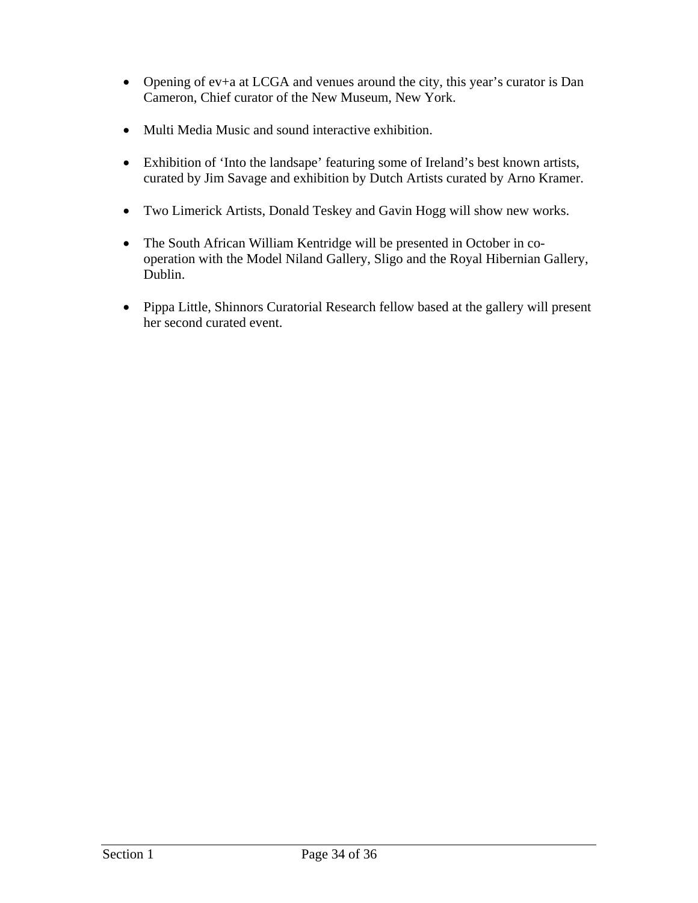- Opening of ev+a at LCGA and venues around the city, this year's curator is Dan Cameron, Chief curator of the New Museum, New York.

- Multi Media Music and sound interactive exhibition.

- Exhibition of 'Into the landsape' featuring some of Ireland's best known artists, curated by Jim Savage and exhibition by Dutch Artists curated by Arno Kramer.

- Two Limerick Artists, Donald Teskey and Gavin Hogg will show new works.

- The South African William Kentridge will be presented in October in co-operation with the Model Niland Gallery, Sligo and the Royal Hibernian Gallery, Dublin.

- Pippa Little, Shinnors Curatorial Research fellow based at the gallery will present her second curated event.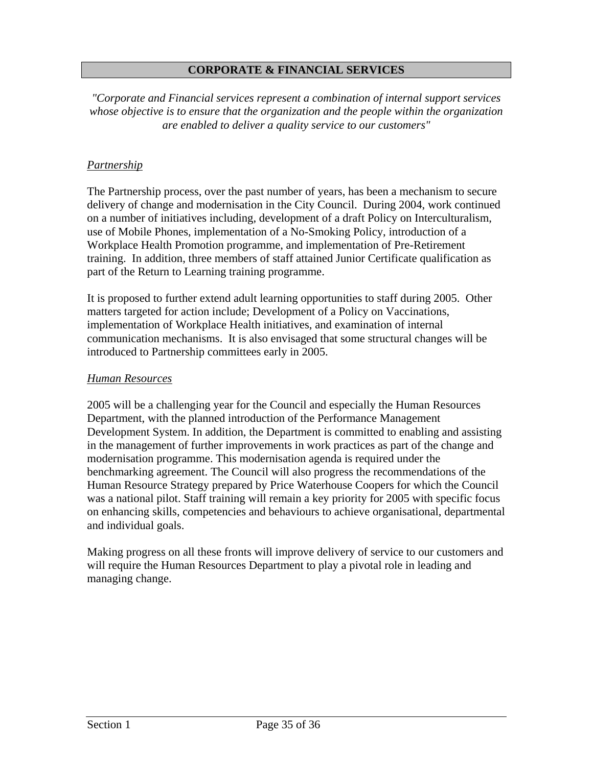## CORPORATE & FINANCIAL SERVICES

*"Corporate and Financial services represent a combination of internal support services whose objective is to ensure that the organization and the people within the organization are enabled to deliver a quality service to our customers"*

### *Partnership*

The Partnership process, over the past number of years, has been a mechanism to secure delivery of change and modernisation in the City Council. During 2004, work continued on a number of initiatives including, development of a draft Policy on Interculturalism, use of Mobile Phones, implementation of a No-Smoking Policy, introduction of a Workplace Health Promotion programme, and implementation of Pre-Retirement training. In addition, three members of staff attained Junior Certificate qualification as part of the Return to Learning training programme.

It is proposed to further extend adult learning opportunities to staff during 2005. Other matters targeted for action include; Development of a Policy on Vaccinations, implementation of Workplace Health initiatives, and examination of internal communication mechanisms. It is also envisaged that some structural changes will be introduced to Partnership committees early in 2005.

### *Human Resources*

2005 will be a challenging year for the Council and especially the Human Resources Department, with the planned introduction of the Performance Management Development System. In addition, the Department is committed to enabling and assisting in the management of further improvements in work practices as part of the change and modernisation programme. This modernisation agenda is required under the benchmarking agreement. The Council will also progress the recommendations of the Human Resource Strategy prepared by Price Waterhouse Coopers for which the Council was a national pilot. Staff training will remain a key priority for 2005 with specific focus on enhancing skills, competencies and behaviours to achieve organisational, departmental and individual goals.

Making progress on all these fronts will improve delivery of service to our customers and will require the Human Resources Department to play a pivotal role in leading and managing change.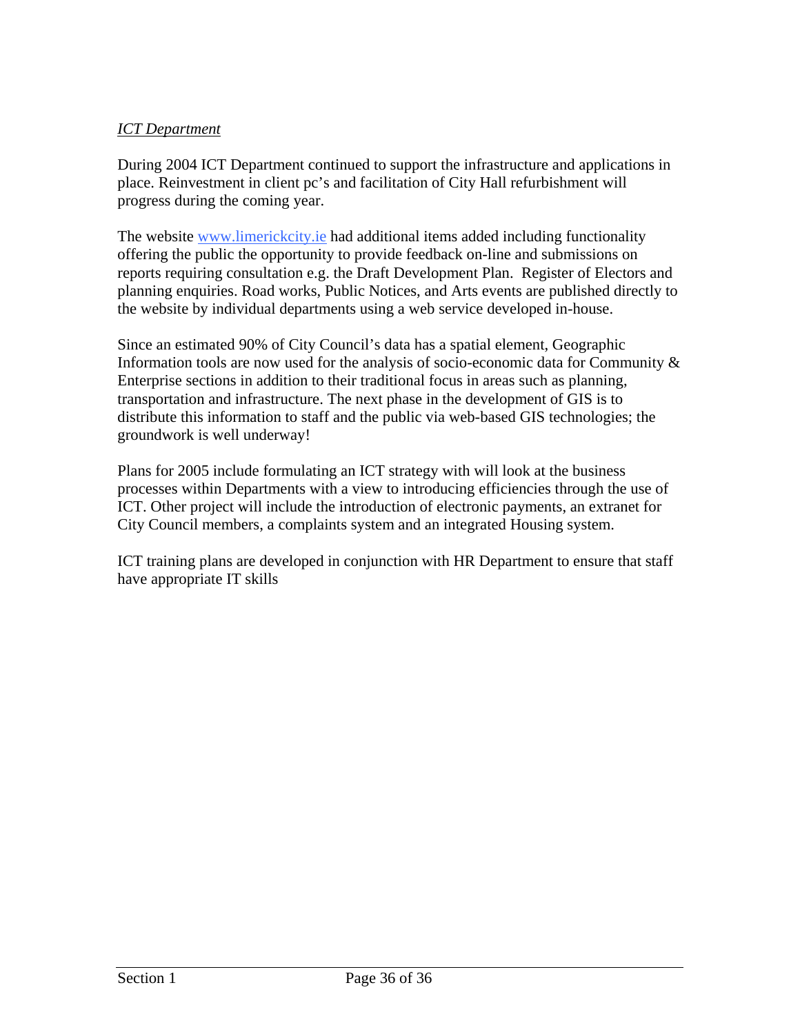*ICT Department*

During 2004 ICT Department continued to support the infrastructure and applications in place. Reinvestment in client pc's and facilitation of City Hall refurbishment will progress during the coming year.

The website www.limerickcity.ie had additional items added including functionality offering the public the opportunity to provide feedback on-line and submissions on reports requiring consultation e.g. the Draft Development Plan.  Register of Electors and planning enquiries. Road works, Public Notices, and Arts events are published directly to the website by individual departments using a web service developed in-house.

Since an estimated 90% of City Council's data has a spatial element, Geographic Information tools are now used for the analysis of socio-economic data for Community & Enterprise sections in addition to their traditional focus in areas such as planning, transportation and infrastructure. The next phase in the development of GIS is to distribute this information to staff and the public via web-based GIS technologies; the groundwork is well underway!

Plans for 2005 include formulating an ICT strategy with will look at the business processes within Departments with a view to introducing efficiencies through the use of ICT. Other project will include the introduction of electronic payments, an extranet for City Council members, a complaints system and an integrated Housing system.

ICT training plans are developed in conjunction with HR Department to ensure that staff have appropriate IT skills